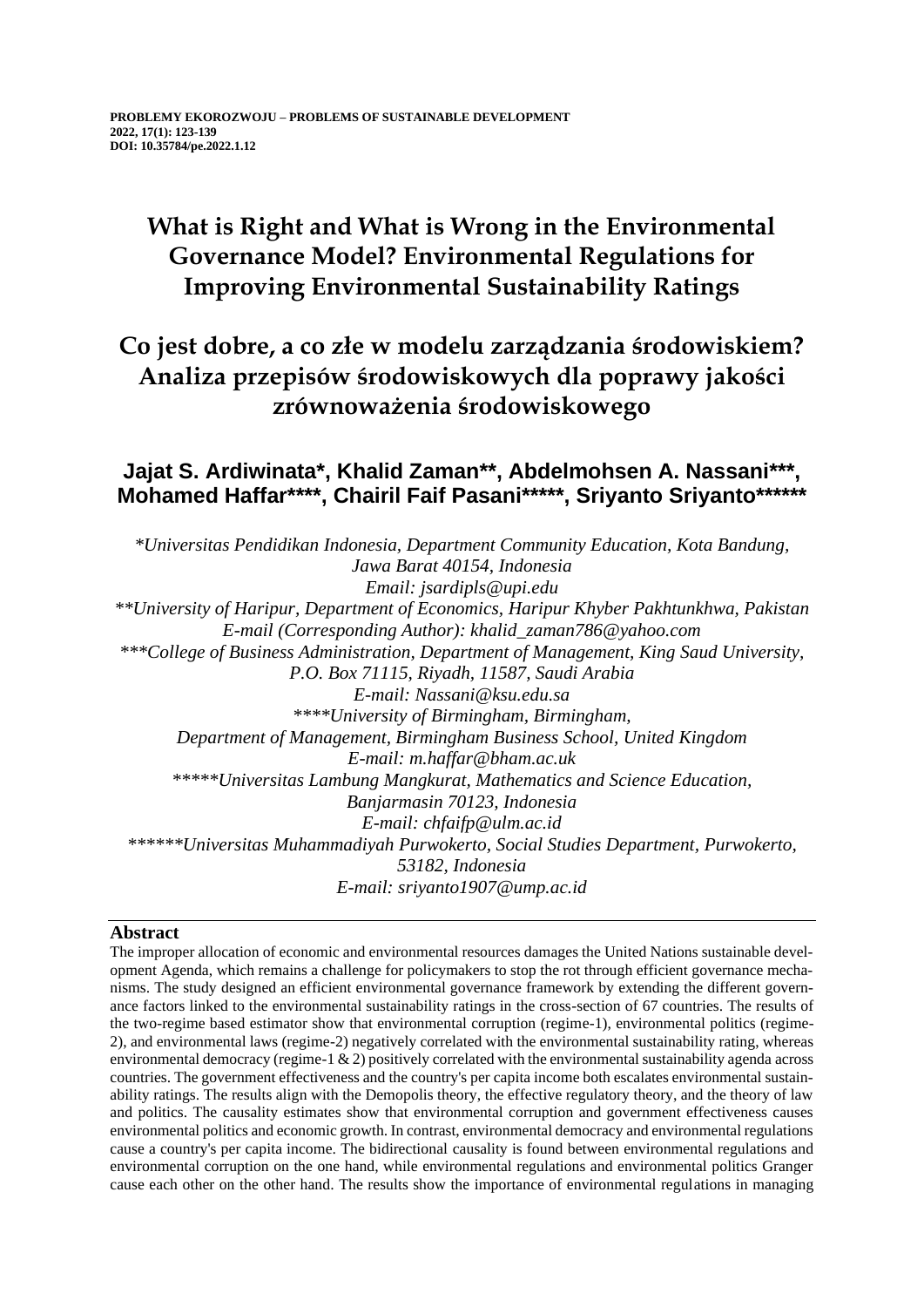PROBLEMY EKOROZWOJU – PROBLEMS OF SUSTAINABLE DEVELOPMENT
2022, 17(1): 123-139
DOI: 10.35784/pe.2022.1.12

# What is Right and What is Wrong in the Environmental Governance Model? Environmental Regulations for Improving Environmental Sustainability Ratings

# Co jest dobre, a co złe w modelu zarządzania środowiskiem? Analiza przepisów środowiskowych dla poprawy jakości zrównoważenia środowiskowego

**Jajat S. Ardiwinata*, Khalid Zaman**, Abdelmohsen A. Nassani***, Mohamed Haffar****, Chairil Faif Pasani*****, Sriyanto Sriyanto******

*\*Universitas Pendidikan Indonesia, Department Community Education, Kota Bandung, Jawa Barat 40154, Indonesia*
*Email: jsardipls@upi.edu*
*\*\*University of Haripur, Department of Economics, Haripur Khyber Pakhtunkhwa, Pakistan*
*E-mail (Corresponding Author): khalid_zaman786@yahoo.com*
*\*\*\*College of Business Administration, Department of Management, King Saud University, P.O. Box 71115, Riyadh, 11587, Saudi Arabia*
*E-mail: Nassani@ksu.edu.sa*
*\*\*\*\*University of Birmingham, Birmingham, Department of Management, Birmingham Business School, United Kingdom*
*E-mail: m.haffar@bham.ac.uk*
*\*\*\*\*\*Universitas Lambung Mangkurat, Mathematics and Science Education, Banjarmasin 70123, Indonesia*
*E-mail: chfaifp@ulm.ac.id*
*\*\*\*\*\*\*Universitas Muhammadiyah Purwokerto, Social Studies Department, Purwokerto, 53182, Indonesia*
*E-mail: sriyanto1907@ump.ac.id*

## Abstract

The improper allocation of economic and environmental resources damages the United Nations sustainable development Agenda, which remains a challenge for policymakers to stop the rot through efficient governance mechanisms. The study designed an efficient environmental governance framework by extending the different governance factors linked to the environmental sustainability ratings in the cross-section of 67 countries. The results of the two-regime based estimator show that environmental corruption (regime-1), environmental politics (regime-2), and environmental laws (regime-2) negatively correlated with the environmental sustainability rating, whereas environmental democracy (regime-1 & 2) positively correlated with the environmental sustainability agenda across countries. The government effectiveness and the country's per capita income both escalates environmental sustainability ratings. The results align with the Demopolis theory, the effective regulatory theory, and the theory of law and politics. The causality estimates show that environmental corruption and government effectiveness causes environmental politics and economic growth. In contrast, environmental democracy and environmental regulations cause a country's per capita income. The bidirectional causality is found between environmental regulations and environmental corruption on the one hand, while environmental regulations and environmental politics Granger cause each other on the other hand. The results show the importance of environmental regulations in managing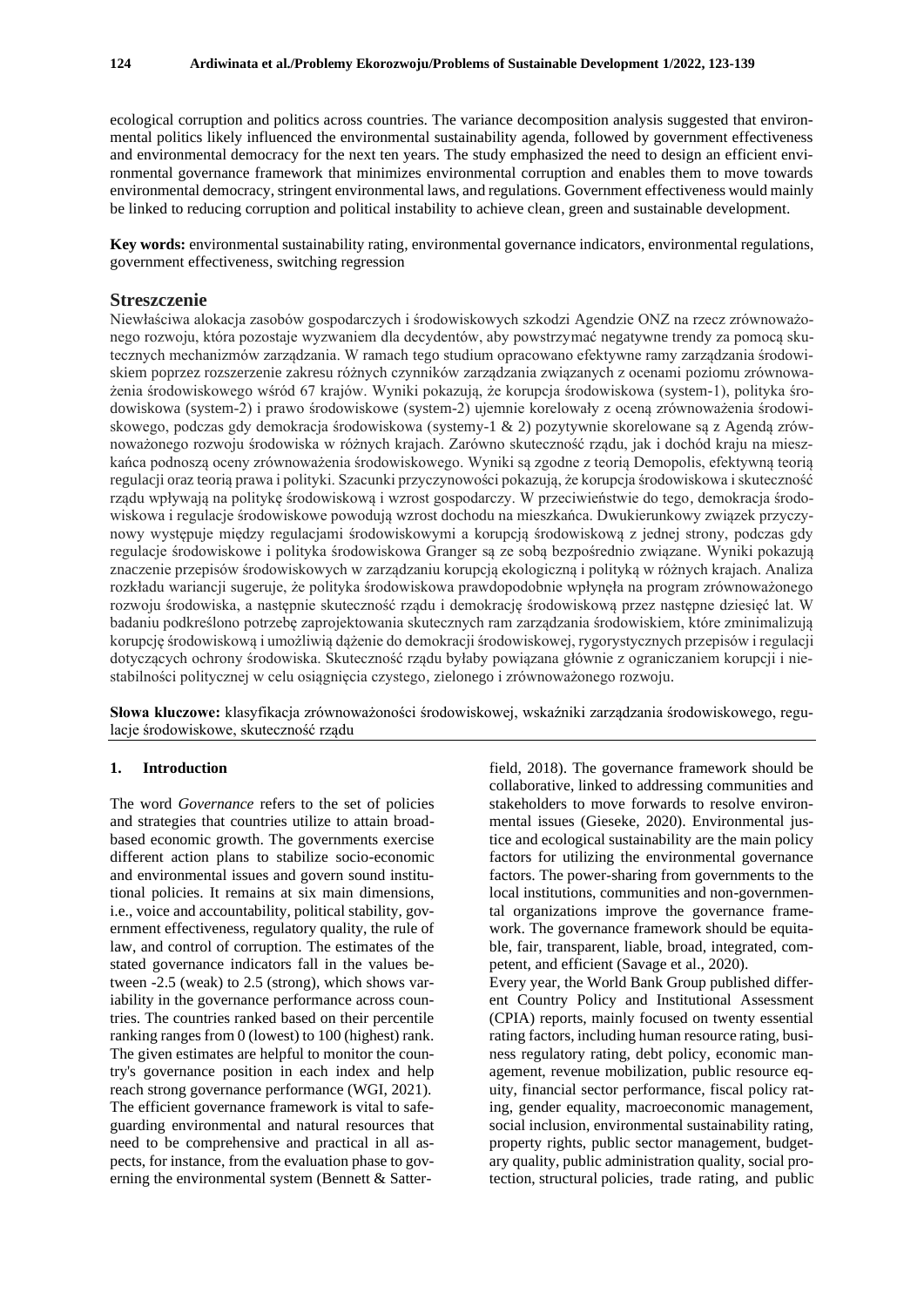ecological corruption and politics across countries. The variance decomposition analysis suggested that environmental politics likely influenced the environmental sustainability agenda, followed by government effectiveness and environmental democracy for the next ten years. The study emphasized the need to design an efficient environmental governance framework that minimizes environmental corruption and enables them to move towards environmental democracy, stringent environmental laws, and regulations. Government effectiveness would mainly be linked to reducing corruption and political instability to achieve clean, green and sustainable development.

**Key words:** environmental sustainability rating, environmental governance indicators, environmental regulations, government effectiveness, switching regression

## Streszczenie

Niewłaściwa alokacja zasobów gospodarczych i środowiskowych szkodzi Agendzie ONZ na rzecz zrównoważonego rozwoju, która pozostaje wyzwaniem dla decydentów, aby powstrzymać negatywne trendy za pomocą skutecznych mechanizmów zarządzania. W ramach tego studium opracowano efektywne ramy zarządzania środowiskiem poprzez rozszerzenie zakresu różnych czynników zarządzania związanych z ocenami poziomu zrównoważenia środowiskowego wśród 67 krajów. Wyniki pokazują, że korupcja środowiskowa (system-1), polityka środowiskowa (system-2) i prawo środowiskowe (system-2) ujemnie korelowały z oceną zrównoważenia środowiskowego, podczas gdy demokracja środowiskowa (systemy-1 & 2) pozytywnie skorelowane są z Agendą zrównoważonego rozwoju środowiska w różnych krajach. Zarówno skuteczność rządu, jak i dochód kraju na mieszkańca podnoszą oceny zrównoważenia środowiskowego. Wyniki są zgodne z teorią Demopolis, efektywną teorią regulacji oraz teorią prawa i polityki. Szacunki przyczynowości pokazują, że korupcja środowiskowa i skuteczność rządu wpływają na politykę środowiskową i wzrost gospodarczy. W przeciwieństwie do tego, demokracja środowiskowa i regulacje środowiskowe powodują wzrost dochodu na mieszkańca. Dwukierunkowy związek przyczynowy występuje między regulacjami środowiskowymi a korupcją środowiskową z jednej strony, podczas gdy regulacje środowiskowe i polityka środowiskowa Granger są ze sobą bezpośrednio związane. Wyniki pokazują znaczenie przepisów środowiskowych w zarządzaniu korupcją ekologiczną i polityką w różnych krajach. Analiza rozkładu wariancji sugeruje, że polityka środowiskowa prawdopodobnie wpłynęła na program zrównoważonego rozwoju środowiska, a następnie skuteczność rządu i demokrację środowiskową przez następne dziesięć lat. W badaniu podkreślono potrzebę zaprojektowania skutecznych ram zarządzania środowiskiem, które zminimalizują korupcję środowiskową i umożliwią dążenie do demokracji środowiskowej, rygorystycznych przepisów i regulacji dotyczących ochrony środowiska. Skuteczność rządu byłaby powiązana głównie z ograniczaniem korupcji i niestabilności politycznej w celu osiągnięcia czystego, zielonego i zrównoważonego rozwoju.

**Słowa kluczowe:** klasyfikacja zrównoważoności środowiskowej, wskaźniki zarządzania środowiskowego, regulacje środowiskowe, skuteczność rządu

## 1. Introduction

The word *Governance* refers to the set of policies and strategies that countries utilize to attain broad-based economic growth. The governments exercise different action plans to stabilize socio-economic and environmental issues and govern sound institutional policies. It remains at six main dimensions, i.e., voice and accountability, political stability, government effectiveness, regulatory quality, the rule of law, and control of corruption. The estimates of the stated governance indicators fall in the values between -2.5 (weak) to 2.5 (strong), which shows variability in the governance performance across countries. The countries ranked based on their percentile ranking ranges from 0 (lowest) to 100 (highest) rank. The given estimates are helpful to monitor the country's governance position in each index and help reach strong governance performance (WGI, 2021).

The efficient governance framework is vital to safeguarding environmental and natural resources that need to be comprehensive and practical in all aspects, for instance, from the evaluation phase to governing the environmental system (Bennett & Satterfield, 2018). The governance framework should be collaborative, linked to addressing communities and stakeholders to move forwards to resolve environmental issues (Gieseke, 2020). Environmental justice and ecological sustainability are the main policy factors for utilizing the environmental governance factors. The power-sharing from governments to the local institutions, communities and non-governmental organizations improve the governance framework. The governance framework should be equitable, fair, transparent, liable, broad, integrated, competent, and efficient (Savage et al., 2020).

Every year, the World Bank Group published different Country Policy and Institutional Assessment (CPIA) reports, mainly focused on twenty essential rating factors, including human resource rating, business regulatory rating, debt policy, economic management, revenue mobilization, public resource equity, financial sector performance, fiscal policy rating, gender equality, macroeconomic management, social inclusion, environmental sustainability rating, property rights, public sector management, budgetary quality, public administration quality, social protection, structural policies, trade rating, and public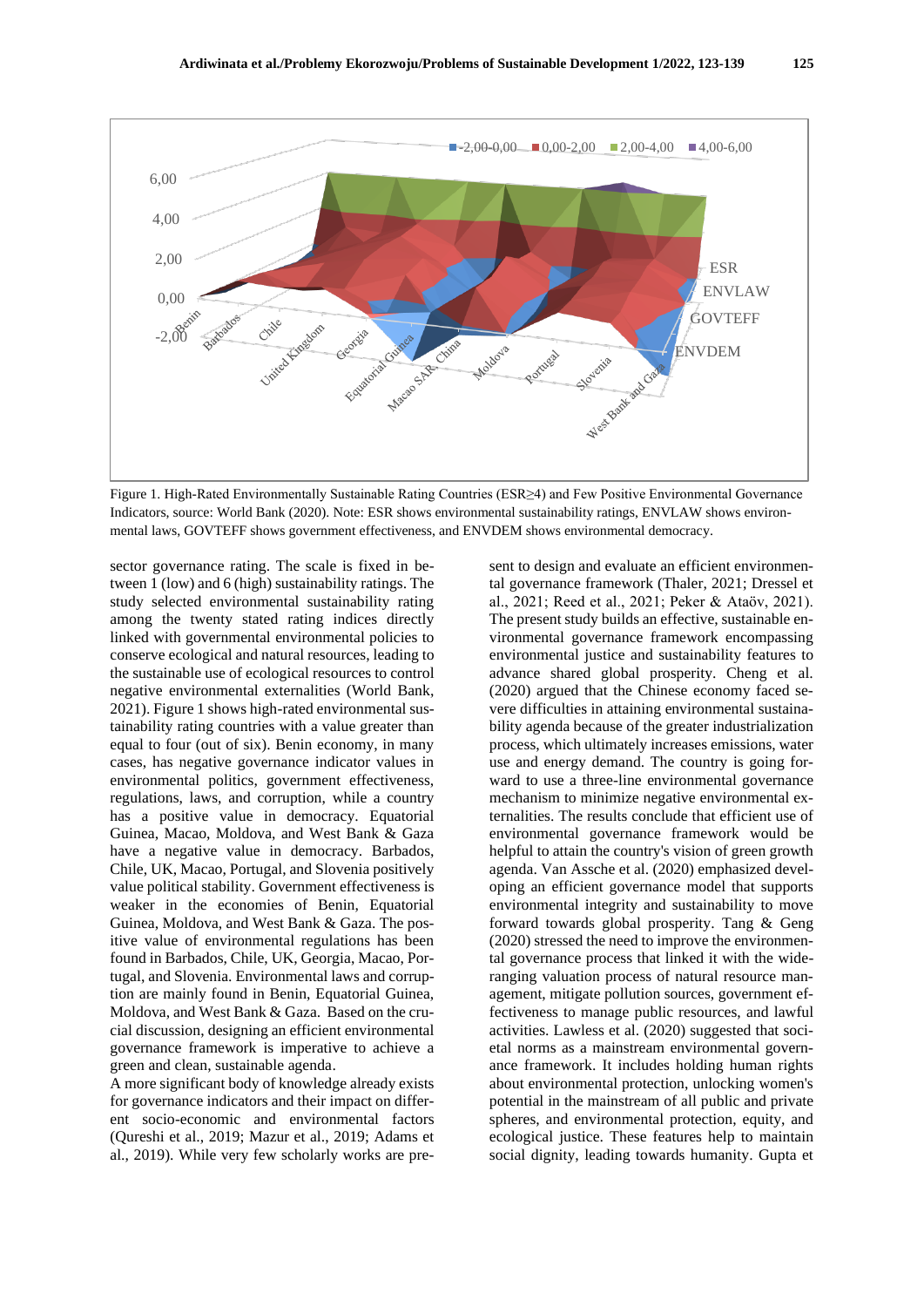Figure 1. High-Rated Environmentally Sustainable Rating Countries (ESR≥4) and Few Positive Environmental Governance Indicators, source: World Bank (2020). Note: ESR shows environmental sustainability ratings, ENVLAW shows environmental laws, GOVTEFF shows government effectiveness, and ENVDEM shows environmental democracy.

sector governance rating. The scale is fixed in between 1 (low) and 6 (high) sustainability ratings. The study selected environmental sustainability rating among the twenty stated rating indices directly linked with governmental environmental policies to conserve ecological and natural resources, leading to the sustainable use of ecological resources to control negative environmental externalities (World Bank, 2021). Figure 1 shows high-rated environmental sustainability rating countries with a value greater than equal to four (out of six). Benin economy, in many cases, has negative governance indicator values in environmental politics, government effectiveness, regulations, laws, and corruption, while a country has a positive value in democracy. Equatorial Guinea, Macao, Moldova, and West Bank & Gaza have a negative value in democracy. Barbados, Chile, UK, Macao, Portugal, and Slovenia positively value political stability. Government effectiveness is weaker in the economies of Benin, Equatorial Guinea, Moldova, and West Bank & Gaza. The positive value of environmental regulations has been found in Barbados, Chile, UK, Georgia, Macao, Portugal, and Slovenia. Environmental laws and corruption are mainly found in Benin, Equatorial Guinea, Moldova, and West Bank & Gaza. Based on the crucial discussion, designing an efficient environmental governance framework is imperative to achieve a green and clean, sustainable agenda.

A more significant body of knowledge already exists for governance indicators and their impact on different socio-economic and environmental factors (Qureshi et al., 2019; Mazur et al., 2019; Adams et al., 2019). While very few scholarly works are present to design and evaluate an efficient environmental governance framework (Thaler, 2021; Dressel et al., 2021; Reed et al., 2021; Peker & Ataöv, 2021). The present study builds an effective, sustainable environmental governance framework encompassing environmental justice and sustainability features to advance shared global prosperity. Cheng et al. (2020) argued that the Chinese economy faced severe difficulties in attaining environmental sustainability agenda because of the greater industrialization process, which ultimately increases emissions, water use and energy demand. The country is going forward to use a three-line environmental governance mechanism to minimize negative environmental externalities. The results conclude that efficient use of environmental governance framework would be helpful to attain the country's vision of green growth agenda. Van Assche et al. (2020) emphasized developing an efficient governance model that supports environmental integrity and sustainability to move forward towards global prosperity. Tang & Geng (2020) stressed the need to improve the environmental governance process that linked it with the wide-ranging valuation process of natural resource management, mitigate pollution sources, government effectiveness to manage public resources, and lawful activities. Lawless et al. (2020) suggested that societal norms as a mainstream environmental governance framework. It includes holding human rights about environmental protection, unlocking women's potential in the mainstream of all public and private spheres, and environmental protection, equity, and ecological justice. These features help to maintain social dignity, leading towards humanity. Gupta et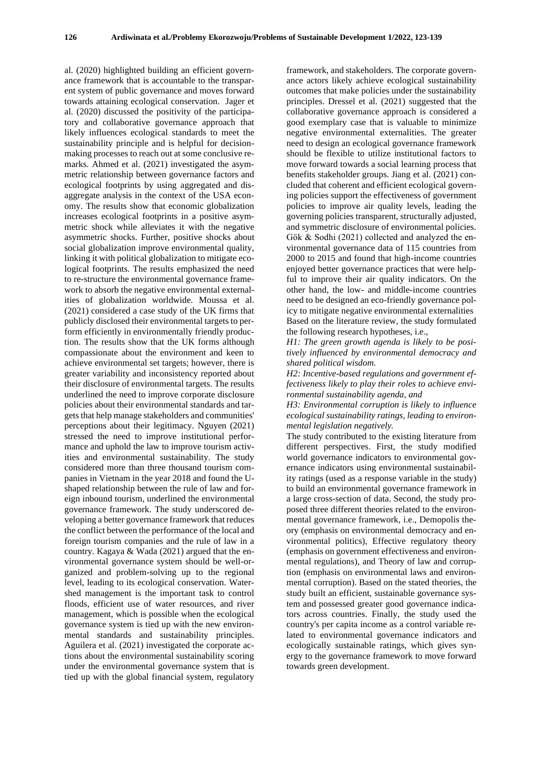al. (2020) highlighted building an efficient governance framework that is accountable to the transparent system of public governance and moves forward towards attaining ecological conservation. Jager et al. (2020) discussed the positivity of the participatory and collaborative governance approach that likely influences ecological standards to meet the sustainability principle and is helpful for decision-making processes to reach out at some conclusive remarks. Ahmed et al. (2021) investigated the asymmetric relationship between governance factors and ecological footprints by using aggregated and disaggregate analysis in the context of the USA economy. The results show that economic globalization increases ecological footprints in a positive asymmetric shock while alleviates it with the negative asymmetric shocks. Further, positive shocks about social globalization improve environmental quality, linking it with political globalization to mitigate ecological footprints. The results emphasized the need to re-structure the environmental governance framework to absorb the negative environmental externalities of globalization worldwide. Moussa et al. (2021) considered a case study of the UK firms that publicly disclosed their environmental targets to perform efficiently in environmentally friendly production. The results show that the UK forms although compassionate about the environment and keen to achieve environmental set targets; however, there is greater variability and inconsistency reported about their disclosure of environmental targets. The results underlined the need to improve corporate disclosure policies about their environmental standards and targets that help manage stakeholders and communities' perceptions about their legitimacy. Nguyen (2021) stressed the need to improve institutional performance and uphold the law to improve tourism activities and environmental sustainability. The study considered more than three thousand tourism companies in Vietnam in the year 2018 and found the U-shaped relationship between the rule of law and foreign inbound tourism, underlined the environmental governance framework. The study underscored developing a better governance framework that reduces the conflict between the performance of the local and foreign tourism companies and the rule of law in a country. Kagaya & Wada (2021) argued that the environmental governance system should be well-organized and problem-solving up to the regional level, leading to its ecological conservation. Watershed management is the important task to control floods, efficient use of water resources, and river management, which is possible when the ecological governance system is tied up with the new environmental standards and sustainability principles. Aguilera et al. (2021) investigated the corporate actions about the environmental sustainability scoring under the environmental governance system that is tied up with the global financial system, regulatory framework, and stakeholders. The corporate governance actors likely achieve ecological sustainability outcomes that make policies under the sustainability principles. Dressel et al. (2021) suggested that the collaborative governance approach is considered a good exemplary case that is valuable to minimize negative environmental externalities. The greater need to design an ecological governance framework should be flexible to utilize institutional factors to move forward towards a social learning process that benefits stakeholder groups. Jiang et al. (2021) concluded that coherent and efficient ecological governing policies support the effectiveness of government policies to improve air quality levels, leading the governing policies transparent, structurally adjusted, and symmetric disclosure of environmental policies. Gök & Sodhi (2021) collected and analyzed the environmental governance data of 115 countries from 2000 to 2015 and found that high-income countries enjoyed better governance practices that were helpful to improve their air quality indicators. On the other hand, the low- and middle-income countries need to be designed an eco-friendly governance policy to mitigate negative environmental externalities Based on the literature review, the study formulated the following research hypotheses, i.e.,

*H1: The green growth agenda is likely to be positively influenced by environmental democracy and shared political wisdom.*

*H2: Incentive-based regulations and government effectiveness likely to play their roles to achieve environmental sustainability agenda, and*

*H3: Environmental corruption is likely to influence ecological sustainability ratings, leading to environmental legislation negatively.*

The study contributed to the existing literature from different perspectives. First, the study modified world governance indicators to environmental governance indicators using environmental sustainability ratings (used as a response variable in the study) to build an environmental governance framework in a large cross-section of data. Second, the study proposed three different theories related to the environmental governance framework, i.e., Demopolis theory (emphasis on environmental democracy and environmental politics), Effective regulatory theory (emphasis on government effectiveness and environmental regulations), and Theory of law and corruption (emphasis on environmental laws and environmental corruption). Based on the stated theories, the study built an efficient, sustainable governance system and possessed greater good governance indicators across countries. Finally, the study used the country's per capita income as a control variable related to environmental governance indicators and ecologically sustainable ratings, which gives synergy to the governance framework to move forward towards green development.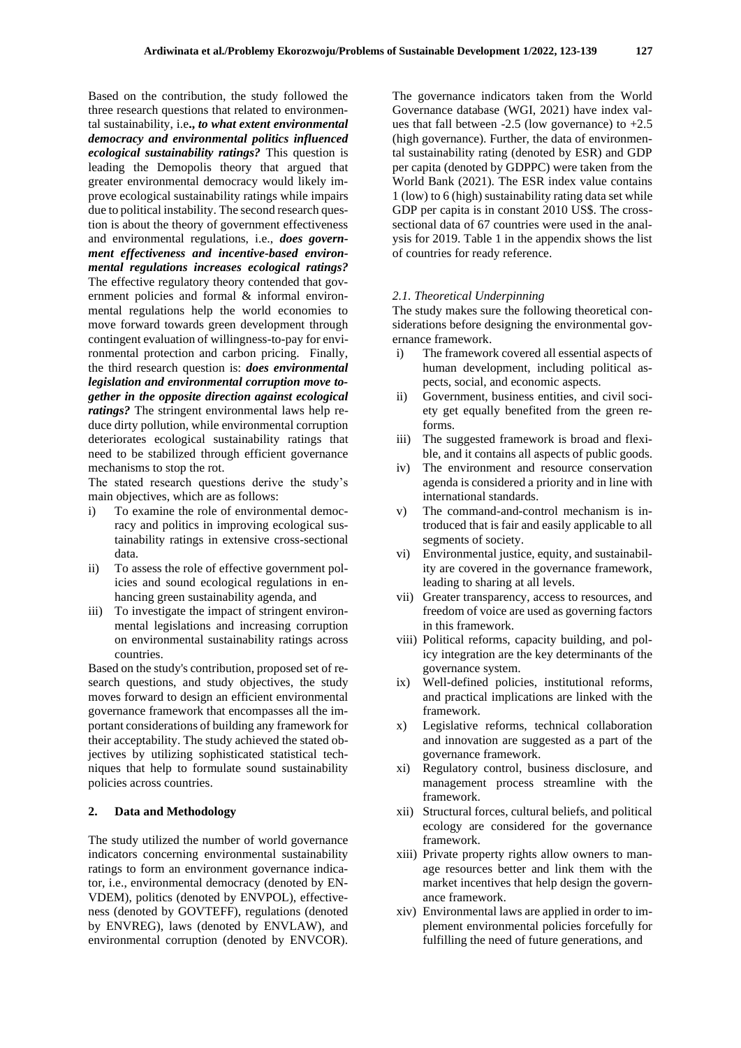Based on the contribution, the study followed the three research questions that related to environmental sustainability, i.e***., to what extent environmental democracy and environmental politics influenced ecological sustainability ratings?*** This question is leading the Demopolis theory that argued that greater environmental democracy would likely improve ecological sustainability ratings while impairs due to political instability. The second research question is about the theory of government effectiveness and environmental regulations, i.e., ***does government effectiveness and incentive-based environmental regulations increases ecological ratings?*** The effective regulatory theory contended that government policies and formal & informal environmental regulations help the world economies to move forward towards green development through contingent evaluation of willingness-to-pay for environmental protection and carbon pricing. Finally, the third research question is: ***does environmental legislation and environmental corruption move together in the opposite direction against ecological ratings?*** The stringent environmental laws help reduce dirty pollution, while environmental corruption deteriorates ecological sustainability ratings that need to be stabilized through efficient governance mechanisms to stop the rot.

The stated research questions derive the study's main objectives, which are as follows:

i) To examine the role of environmental democracy and politics in improving ecological sustainability ratings in extensive cross-sectional data.
ii) To assess the role of effective government policies and sound ecological regulations in enhancing green sustainability agenda, and
iii) To investigate the impact of stringent environmental legislations and increasing corruption on environmental sustainability ratings across countries.

Based on the study's contribution, proposed set of research questions, and study objectives, the study moves forward to design an efficient environmental governance framework that encompasses all the important considerations of building any framework for their acceptability. The study achieved the stated objectives by utilizing sophisticated statistical techniques that help to formulate sound sustainability policies across countries.

## 2. Data and Methodology

The study utilized the number of world governance indicators concerning environmental sustainability ratings to form an environment governance indicator, i.e., environmental democracy (denoted by ENVDEM), politics (denoted by ENVPOL), effectiveness (denoted by GOVTEFF), regulations (denoted by ENVREG), laws (denoted by ENVLAW), and environmental corruption (denoted by ENVCOR). The governance indicators taken from the World Governance database (WGI, 2021) have index values that fall between -2.5 (low governance) to +2.5 (high governance). Further, the data of environmental sustainability rating (denoted by ESR) and GDP per capita (denoted by GDPPC) were taken from the World Bank (2021). The ESR index value contains 1 (low) to 6 (high) sustainability rating data set while GDP per capita is in constant 2010 US$. The cross-sectional data of 67 countries were used in the analysis for 2019. Table 1 in the appendix shows the list of countries for ready reference.

### 2.1. Theoretical Underpinning

The study makes sure the following theoretical considerations before designing the environmental governance framework.

i) The framework covered all essential aspects of human development, including political aspects, social, and economic aspects.
ii) Government, business entities, and civil society get equally benefited from the green reforms.
iii) The suggested framework is broad and flexible, and it contains all aspects of public goods.
iv) The environment and resource conservation agenda is considered a priority and in line with international standards.
v) The command-and-control mechanism is introduced that is fair and easily applicable to all segments of society.
vi) Environmental justice, equity, and sustainability are covered in the governance framework, leading to sharing at all levels.
vii) Greater transparency, access to resources, and freedom of voice are used as governing factors in this framework.
viii) Political reforms, capacity building, and policy integration are the key determinants of the governance system.
ix) Well-defined policies, institutional reforms, and practical implications are linked with the framework.
x) Legislative reforms, technical collaboration and innovation are suggested as a part of the governance framework.
xi) Regulatory control, business disclosure, and management process streamline with the framework.
xii) Structural forces, cultural beliefs, and political ecology are considered for the governance framework.
xiii) Private property rights allow owners to manage resources better and link them with the market incentives that help design the governance framework.
xiv) Environmental laws are applied in order to implement environmental policies forcefully for fulfilling the need of future generations, and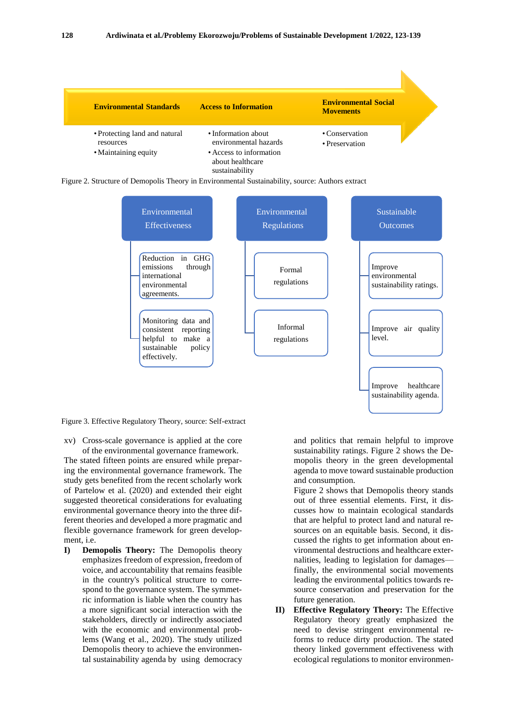**Environmental Standards** | **Access to Information** | **Environmental Social Movements**

- Protecting land and natural resources
- Maintaining equity

- Information about environmental hazards
- Access to information about healthcare sustainability

- Conservation
- Preservation

Figure 2. Structure of Demopolis Theory in Environmental Sustainability, source: Authors extract

**Environmental Effectiveness**
- Reduction in GHG emissions through international environmental agreements.
- Monitoring data and consistent reporting helpful to make a sustainable policy effectively.

**Environmental Regulations**
- Formal regulations
- Informal regulations

**Sustainable Outcomes**
- Improve environmental sustainability ratings.
- Improve air quality level.
- Improve healthcare sustainability agenda.

Figure 3. Effective Regulatory Theory, source: Self-extract

xv) Cross-scale governance is applied at the core of the environmental governance framework.

The stated fifteen points are ensured while preparing the environmental governance framework. The study gets benefited from the recent scholarly work of Partelow et al. (2020) and extended their eight suggested theoretical considerations for evaluating environmental governance theory into the three different theories and developed a more pragmatic and flexible governance framework for green development, i.e.

**I) Demopolis Theory:** The Demopolis theory emphasizes freedom of expression, freedom of voice, and accountability that remains feasible in the country's political structure to correspond to the governance system. The symmetric information is liable when the country has a more significant social interaction with the stakeholders, directly or indirectly associated with the economic and environmental problems (Wang et al., 2020). The study utilized Demopolis theory to achieve the environmental sustainability agenda by using democracy and politics that remain helpful to improve sustainability ratings. Figure 2 shows the Demopolis theory in the green developmental agenda to move toward sustainable production and consumption.

Figure 2 shows that Demopolis theory stands out of three essential elements. First, it discusses how to maintain ecological standards that are helpful to protect land and natural resources on an equitable basis. Second, it discussed the rights to get information about environmental destructions and healthcare externalities, leading to legislation for damages—finally, the environmental social movements leading the environmental politics towards resource conservation and preservation for the future generation.

**II) Effective Regulatory Theory:** The Effective Regulatory theory greatly emphasized the need to devise stringent environmental reforms to reduce dirty production. The stated theory linked government effectiveness with ecological regulations to monitor environmen-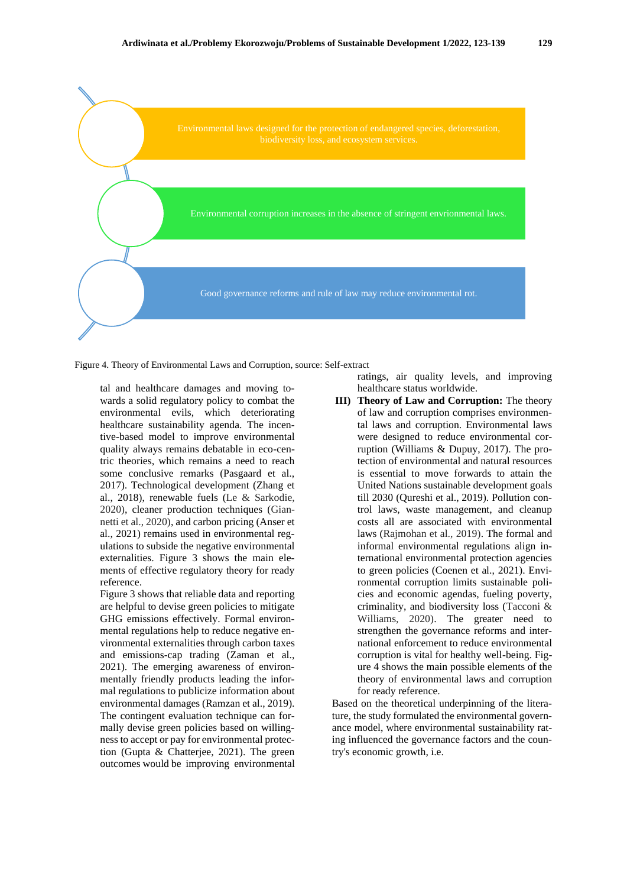Environmental laws designed for the protection of endangered species, deforestation, biodiversity loss, and ecosystem services.

Environmental corruption increases in the absence of stringent envrionmental laws.

Good governance reforms and rule of law may reduce environmental rot.

Figure 4. Theory of Environmental Laws and Corruption, source: Self-extract

tal and healthcare damages and moving towards a solid regulatory policy to combat the environmental evils, which deteriorating healthcare sustainability agenda. The incentive-based model to improve environmental quality always remains debatable in eco-centric theories, which remains a need to reach some conclusive remarks (Pasgaard et al., 2017). Technological development (Zhang et al., 2018), renewable fuels (Le & Sarkodie, 2020), cleaner production techniques (Giannetti et al., 2020), and carbon pricing (Anser et al., 2021) remains used in environmental regulations to subside the negative environmental externalities. Figure 3 shows the main elements of effective regulatory theory for ready reference.

Figure 3 shows that reliable data and reporting are helpful to devise green policies to mitigate GHG emissions effectively. Formal environmental regulations help to reduce negative environmental externalities through carbon taxes and emissions-cap trading (Zaman et al., 2021). The emerging awareness of environmentally friendly products leading the informal regulations to publicize information about environmental damages (Ramzan et al., 2019). The contingent evaluation technique can formally devise green policies based on willingness to accept or pay for environmental protection (Gupta & Chatterjee, 2021). The green outcomes would be improving environmental ratings, air quality levels, and improving healthcare status worldwide.

**III) Theory of Law and Corruption:** The theory of law and corruption comprises environmental laws and corruption. Environmental laws were designed to reduce environmental corruption (Williams & Dupuy, 2017). The protection of environmental and natural resources is essential to move forwards to attain the United Nations sustainable development goals till 2030 (Qureshi et al., 2019). Pollution control laws, waste management, and cleanup costs all are associated with environmental laws (Rajmohan et al., 2019). The formal and informal environmental regulations align international environmental protection agencies to green policies (Coenen et al., 2021). Environmental corruption limits sustainable policies and economic agendas, fueling poverty, criminality, and biodiversity loss (Tacconi & Williams, 2020). The greater need to strengthen the governance reforms and international enforcement to reduce environmental corruption is vital for healthy well-being. Figure 4 shows the main possible elements of the theory of environmental laws and corruption for ready reference.

Based on the theoretical underpinning of the literature, the study formulated the environmental governance model, where environmental sustainability rating influenced the governance factors and the country's economic growth, i.e.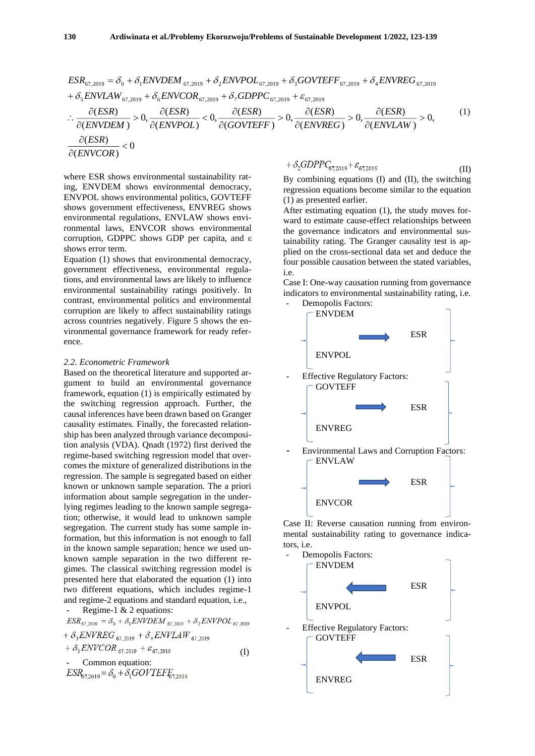$$ESR_{67,2019} = \delta_0 + \delta_1 ENVDEM_{67,2019} + \delta_2 ENVPOL_{67,2019} + \delta_3 GOVTEFF_{67,2019} + \delta_4 ENVREG_{67,2019}$$
$$+ \delta_5 ENVLAW_{67,2019} + \delta_6 ENVCOR_{67,2019} + \delta_7 GDPPC_{67,2019} + \varepsilon_{67,2019}$$
$$\therefore \frac{\partial(ESR)}{\partial(ENVDEM)} > 0, \frac{\partial(ESR)}{\partial(ENVPOL)} < 0, \frac{\partial(ESR)}{\partial(GOVTEFF)} > 0, \frac{\partial(ESR)}{\partial(ENVREG)} > 0, \frac{\partial(ESR)}{\partial(ENVLAW)} > 0, \quad (1)$$
$$\frac{\partial(ESR)}{\partial(ENVCOR)} < 0$$

where ESR shows environmental sustainability rating, ENVDEM shows environmental democracy, ENVPOL shows environmental politics, GOVTEFF shows government effectiveness, ENVREG shows environmental regulations, ENVLAW shows environmental laws, ENVCOR shows environmental corruption, GDPPC shows GDP per capita, and ε shows error term.

Equation (1) shows that environmental democracy, government effectiveness, environmental regulations, and environmental laws are likely to influence environmental sustainability ratings positively. In contrast, environmental politics and environmental corruption are likely to affect sustainability ratings across countries negatively. Figure 5 shows the environmental governance framework for ready reference.

### *2.2. Econometric Framework*

Based on the theoretical literature and supported argument to build an environmental governance framework, equation (1) is empirically estimated by the switching regression approach. Further, the causal inferences have been drawn based on Granger causality estimates. Finally, the forecasted relationship has been analyzed through variance decomposition analysis (VDA). Qnadt (1972) first derived the regime-based switching regression model that overcomes the mixture of generalized distributions in the regression. The sample is segregated based on either known or unknown sample separation. The a priori information about sample segregation in the underlying regimes leading to the known sample segregation; otherwise, it would lead to unknown sample segregation. The current study has some sample information, but this information is not enough to fall in the known sample separation; hence we used unknown sample separation in the two different regimes. The classical switching regression model is presented here that elaborated the equation (1) into two different equations, which includes regime-1 and regime-2 equations and standard equation, i.e.,

- Regime-1 & 2 equations:

$$ESR_{67,2019} = \delta_0 + \delta_1 ENVDEM_{67,2019} + \delta_2 ENVPOL_{67,2019}$$
$$+ \delta_3 ENVREG_{67,2019} + \delta_4 ENVLAW_{67,2019}$$
$$+ \delta_5 ENVCOR_{67,2019} + \varepsilon_{67,2019} \quad (I)$$

- Common equation:

$$ESR_{67,2019} = \delta_0 + \delta_1 GOVTEFF_{67,2019}$$
$$+ \delta_2 GDPPC_{67,2019} + \varepsilon_{67,2019} \quad (II)$$

By combining equations (I) and (II), the switching regression equations become similar to the equation (1) as presented earlier.

After estimating equation (1), the study moves forward to estimate cause-effect relationships between the governance indicators and environmental sustainability rating. The Granger causality test is applied on the cross-sectional data set and deduce the four possible causation between the stated variables, i.e.

Case I: One-way causation running from governance indicators to environmental sustainability rating, i.e.

- Demopolis Factors:
  - {ENVDEM, ENVPOL} → ESR
- Effective Regulatory Factors:
  - {GOVTEFF, ENVREG} → ESR
- Environmental Laws and Corruption Factors:
  - {ENVLAW, ENVCOR} → ESR

Case II: Reverse causation running from environmental sustainability rating to governance indicators, i.e.

- Demopolis Factors:
  - {ENVDEM, ENVPOL} ← ESR
- Effective Regulatory Factors:
  - {GOVTEFF, ENVREG} ← ESR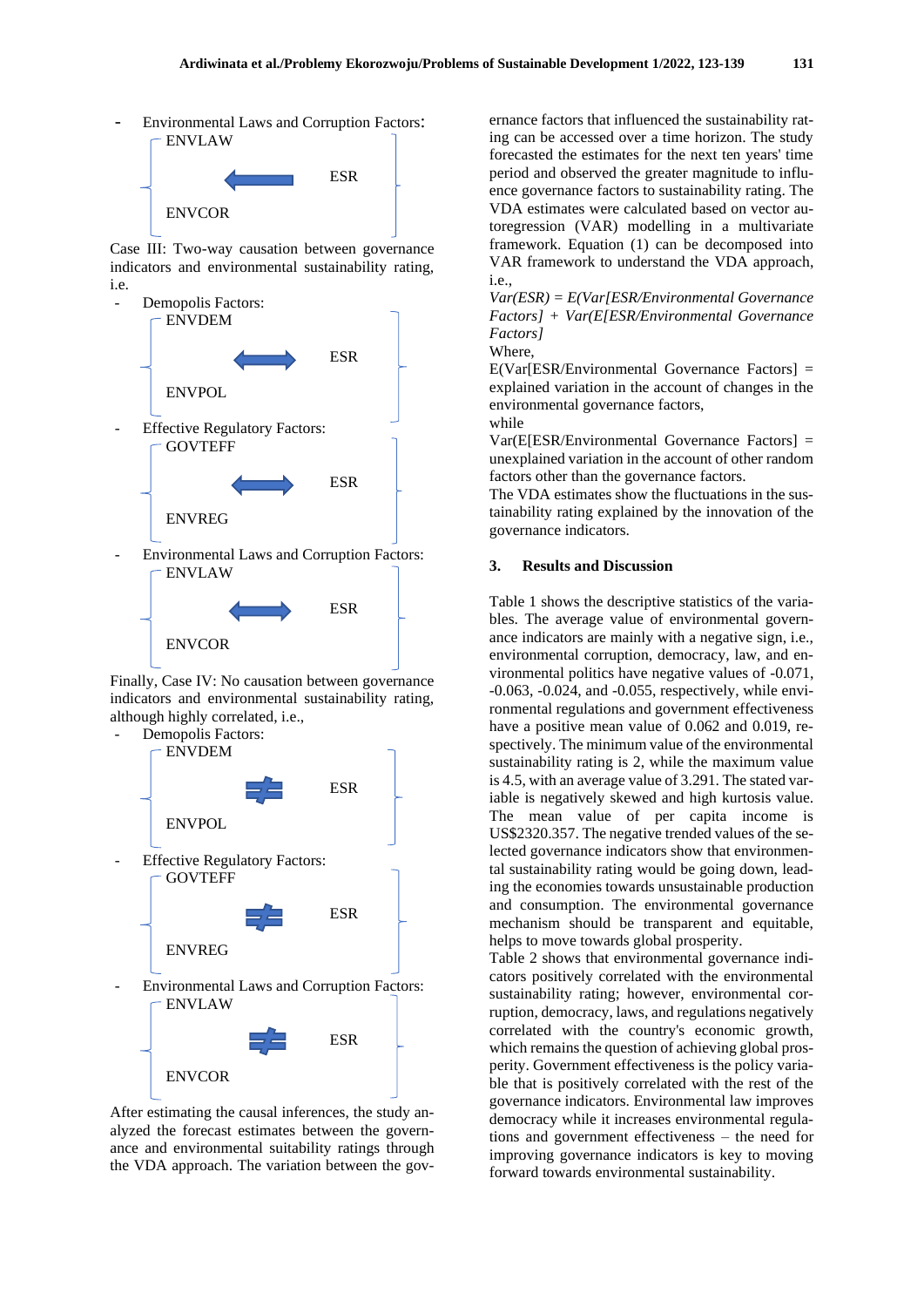- Environmental Laws and Corruption Factors:

ENVLAW
ENVCOR ← ESR

Case III: Two-way causation between governance indicators and environmental sustainability rating, i.e.

- Demopolis Factors:

ENVDEM
ENVPOL ↔ ESR

- Effective Regulatory Factors:

GOVTEFF
ENVREG ↔ ESR

- Environmental Laws and Corruption Factors:

ENVLAW
ENVCOR ↔ ESR

Finally, Case IV: No causation between governance indicators and environmental sustainability rating, although highly correlated, i.e.,

- Demopolis Factors:

ENVDEM
ENVPOL ≠ ESR

- Effective Regulatory Factors:

GOVTEFF
ENVREG ≠ ESR

- Environmental Laws and Corruption Factors:

ENVLAW
ENVCOR ≠ ESR

After estimating the causal inferences, the study analyzed the forecast estimates between the governance and environmental suitability ratings through the VDA approach. The variation between the governance factors that influenced the sustainability rating can be accessed over a time horizon. The study forecasted the estimates for the next ten years' time period and observed the greater magnitude to influence governance factors to sustainability rating. The VDA estimates were calculated based on vector autoregression (VAR) modelling in a multivariate framework. Equation (1) can be decomposed into VAR framework to understand the VDA approach, i.e.,

*Var(ESR) = E(Var[ESR/Environmental Governance Factors] + Var(E[ESR/Environmental Governance Factors]*

Where,

E(Var[ESR/Environmental Governance Factors] = explained variation in the account of changes in the environmental governance factors,

while

Var(E[ESR/Environmental Governance Factors] = unexplained variation in the account of other random factors other than the governance factors.

The VDA estimates show the fluctuations in the sustainability rating explained by the innovation of the governance indicators.

## 3. Results and Discussion

Table 1 shows the descriptive statistics of the variables. The average value of environmental governance indicators are mainly with a negative sign, i.e., environmental corruption, democracy, law, and environmental politics have negative values of -0.071, -0.063, -0.024, and -0.055, respectively, while environmental regulations and government effectiveness have a positive mean value of 0.062 and 0.019, respectively. The minimum value of the environmental sustainability rating is 2, while the maximum value is 4.5, with an average value of 3.291. The stated variable is negatively skewed and high kurtosis value. The mean value of per capita income is US$2320.357. The negative trended values of the selected governance indicators show that environmental sustainability rating would be going down, leading the economies towards unsustainable production and consumption. The environmental governance mechanism should be transparent and equitable, helps to move towards global prosperity.

Table 2 shows that environmental governance indicators positively correlated with the environmental sustainability rating; however, environmental corruption, democracy, laws, and regulations negatively correlated with the country's economic growth, which remains the question of achieving global prosperity. Government effectiveness is the policy variable that is positively correlated with the rest of the governance indicators. Environmental law improves democracy while it increases environmental regulations and government effectiveness – the need for improving governance indicators is key to moving forward towards environmental sustainability.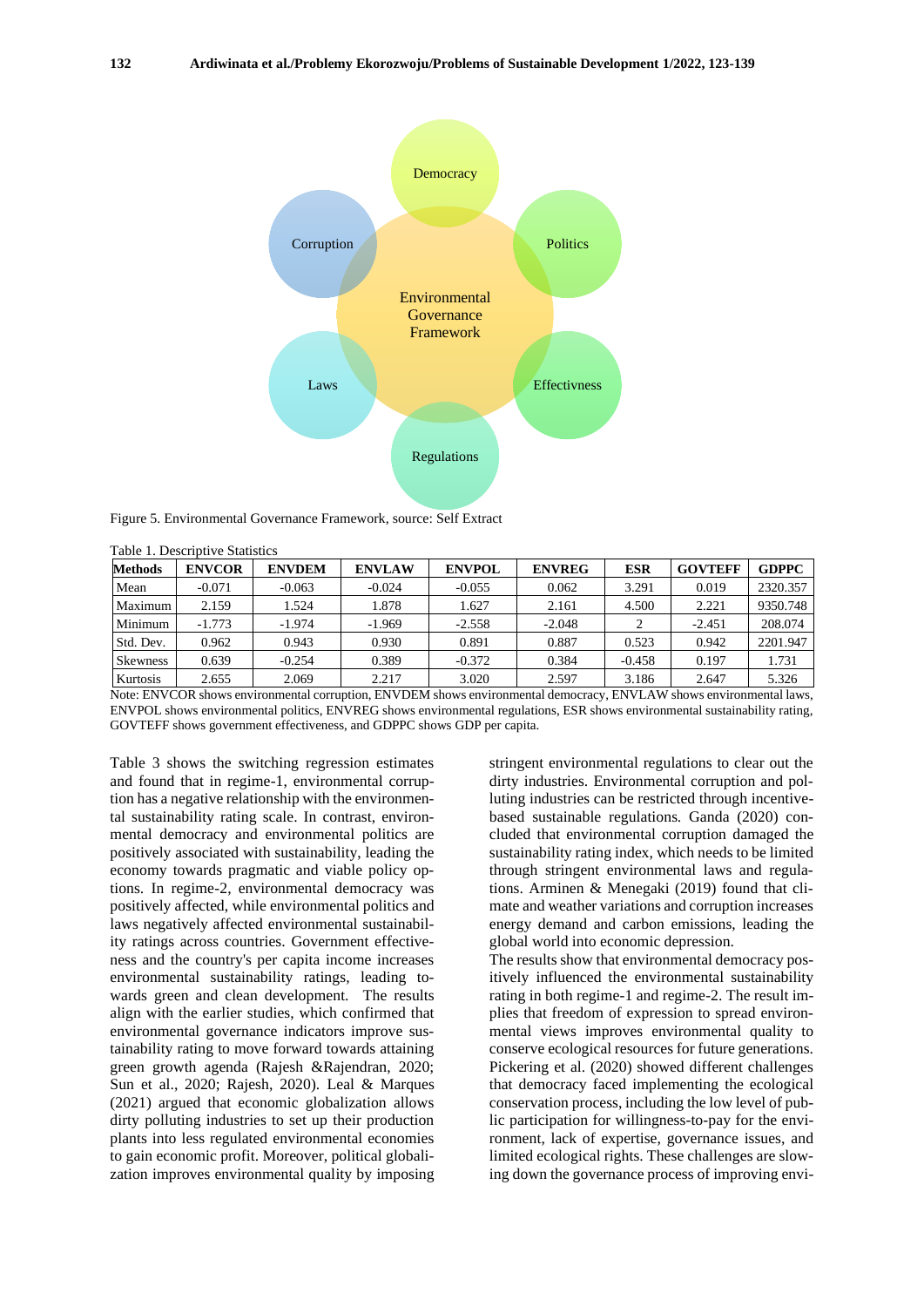Figure 5. Environmental Governance Framework, source: Self Extract

Table 1. Descriptive Statistics

| Methods | ENVCOR | ENVDEM | ENVLAW | ENVPOL | ENVREG | ESR | GOVTEFF | GDPPC |
|---|---|---|---|---|---|---|---|---|
| Mean | -0.071 | -0.063 | -0.024 | -0.055 | 0.062 | 3.291 | 0.019 | 2320.357 |
| Maximum | 2.159 | 1.524 | 1.878 | 1.627 | 2.161 | 4.500 | 2.221 | 9350.748 |
| Minimum | -1.773 | -1.974 | -1.969 | -2.558 | -2.048 | 2 | -2.451 | 208.074 |
| Std. Dev. | 0.962 | 0.943 | 0.930 | 0.891 | 0.887 | 0.523 | 0.942 | 2201.947 |
| Skewness | 0.639 | -0.254 | 0.389 | -0.372 | 0.384 | -0.458 | 0.197 | 1.731 |
| Kurtosis | 2.655 | 2.069 | 2.217 | 3.020 | 2.597 | 3.186 | 2.647 | 5.326 |

Note: ENVCOR shows environmental corruption, ENVDEM shows environmental democracy, ENVLAW shows environmental laws, ENVPOL shows environmental politics, ENVREG shows environmental regulations, ESR shows environmental sustainability rating, GOVTEFF shows government effectiveness, and GDPPC shows GDP per capita.

Table 3 shows the switching regression estimates and found that in regime-1, environmental corruption has a negative relationship with the environmental sustainability rating scale. In contrast, environmental democracy and environmental politics are positively associated with sustainability, leading the economy towards pragmatic and viable policy options. In regime-2, environmental democracy was positively affected, while environmental politics and laws negatively affected environmental sustainability ratings across countries. Government effectiveness and the country's per capita income increases environmental sustainability ratings, leading towards green and clean development. The results align with the earlier studies, which confirmed that environmental governance indicators improve sustainability rating to move forward towards attaining green growth agenda (Rajesh &Rajendran, 2020; Sun et al., 2020; Rajesh, 2020). Leal & Marques (2021) argued that economic globalization allows dirty polluting industries to set up their production plants into less regulated environmental economies to gain economic profit. Moreover, political globalization improves environmental quality by imposing stringent environmental regulations to clear out the dirty industries. Environmental corruption and polluting industries can be restricted through incentive-based sustainable regulations. Ganda (2020) concluded that environmental corruption damaged the sustainability rating index, which needs to be limited through stringent environmental laws and regulations. Arminen & Menegaki (2019) found that climate and weather variations and corruption increases energy demand and carbon emissions, leading the global world into economic depression.

The results show that environmental democracy positively influenced the environmental sustainability rating in both regime-1 and regime-2. The result implies that freedom of expression to spread environmental views improves environmental quality to conserve ecological resources for future generations. Pickering et al. (2020) showed different challenges that democracy faced implementing the ecological conservation process, including the low level of public participation for willingness-to-pay for the environment, lack of expertise, governance issues, and limited ecological rights. These challenges are slowing down the governance process of improving envi-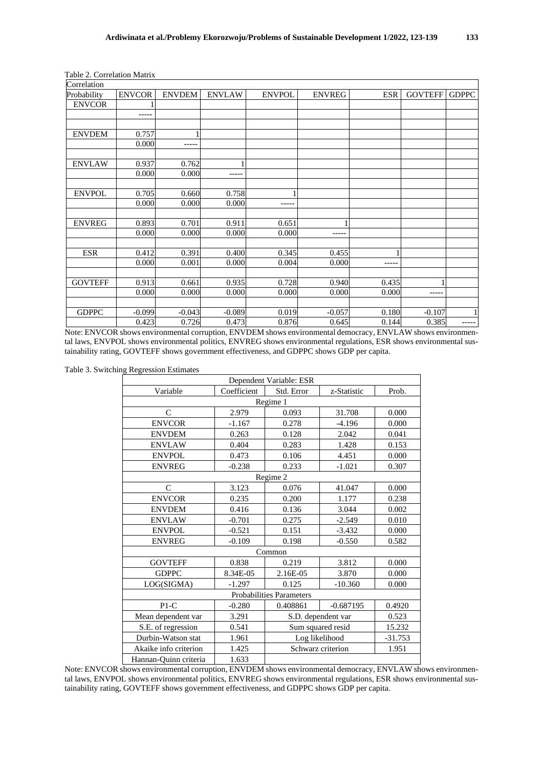Table 2. Correlation Matrix

| Correlation Probability | ENVCOR | ENVDEM | ENVLAW | ENVPOL | ENVREG | ESR | GOVTEFF | GDPPC |
|---|---|---|---|---|---|---|---|---|
| ENVCOR | 1 | | | | | | | |
| | ----- | | | | | | | |
| ENVDEM | 0.757 | 1 | | | | | | |
| | 0.000 | ----- | | | | | | |
| ENVLAW | 0.937 | 0.762 | 1 | | | | | |
| | 0.000 | 0.000 | ----- | | | | | |
| ENVPOL | 0.705 | 0.660 | 0.758 | 1 | | | | |
| | 0.000 | 0.000 | 0.000 | ----- | | | | |
| ENVREG | 0.893 | 0.701 | 0.911 | 0.651 | 1 | | | |
| | 0.000 | 0.000 | 0.000 | 0.000 | ----- | | | |
| ESR | 0.412 | 0.391 | 0.400 | 0.345 | 0.455 | 1 | | |
| | 0.000 | 0.001 | 0.000 | 0.004 | 0.000 | ----- | | |
| GOVTEFF | 0.913 | 0.661 | 0.935 | 0.728 | 0.940 | 0.435 | 1 | |
| | 0.000 | 0.000 | 0.000 | 0.000 | 0.000 | 0.000 | ----- | |
| GDPPC | -0.099 | -0.043 | -0.089 | 0.019 | -0.057 | 0.180 | -0.107 | 1 |
| | 0.423 | 0.726 | 0.473 | 0.876 | 0.645 | 0.144 | 0.385 | ----- |

Note: ENVCOR shows environmental corruption, ENVDEM shows environmental democracy, ENVLAW shows environmental laws, ENVPOL shows environmental politics, ENVREG shows environmental regulations, ESR shows environmental sustainability rating, GOVTEFF shows government effectiveness, and GDPPC shows GDP per capita.

Table 3. Switching Regression Estimates

| Dependent Variable: ESR | | | | |
|---|---|---|---|---|
| Variable | Coefficient | Std. Error | z-Statistic | Prob. |
| Regime 1 | | | | |
| C | 2.979 | 0.093 | 31.708 | 0.000 |
| ENVCOR | -1.167 | 0.278 | -4.196 | 0.000 |
| ENVDEM | 0.263 | 0.128 | 2.042 | 0.041 |
| ENVLAW | 0.404 | 0.283 | 1.428 | 0.153 |
| ENVPOL | 0.473 | 0.106 | 4.451 | 0.000 |
| ENVREG | -0.238 | 0.233 | -1.021 | 0.307 |
| Regime 2 | | | | |
| C | 3.123 | 0.076 | 41.047 | 0.000 |
| ENVCOR | 0.235 | 0.200 | 1.177 | 0.238 |
| ENVDEM | 0.416 | 0.136 | 3.044 | 0.002 |
| ENVLAW | -0.701 | 0.275 | -2.549 | 0.010 |
| ENVPOL | -0.521 | 0.151 | -3.432 | 0.000 |
| ENVREG | -0.109 | 0.198 | -0.550 | 0.582 |
| Common | | | | |
| GOVTEFF | 0.838 | 0.219 | 3.812 | 0.000 |
| GDPPC | 8.34E-05 | 2.16E-05 | 3.870 | 0.000 |
| LOG(SIGMA) | -1.297 | 0.125 | -10.360 | 0.000 |
| Probabilities Parameters | | | | |
| P1-C | -0.280 | 0.408861 | -0.687195 | 0.4920 |
| Mean dependent var | 3.291 | S.D. dependent var | | 0.523 |
| S.E. of regression | 0.541 | Sum squared resid | | 15.232 |
| Durbin-Watson stat | 1.961 | Log likelihood | | -31.753 |
| Akaike info criterion | 1.425 | Schwarz criterion | | 1.951 |
| Hannan-Quinn criteria | 1.633 | | | |

Note: ENVCOR shows environmental corruption, ENVDEM shows environmental democracy, ENVLAW shows environmental laws, ENVPOL shows environmental politics, ENVREG shows environmental regulations, ESR shows environmental sustainability rating, GOVTEFF shows government effectiveness, and GDPPC shows GDP per capita.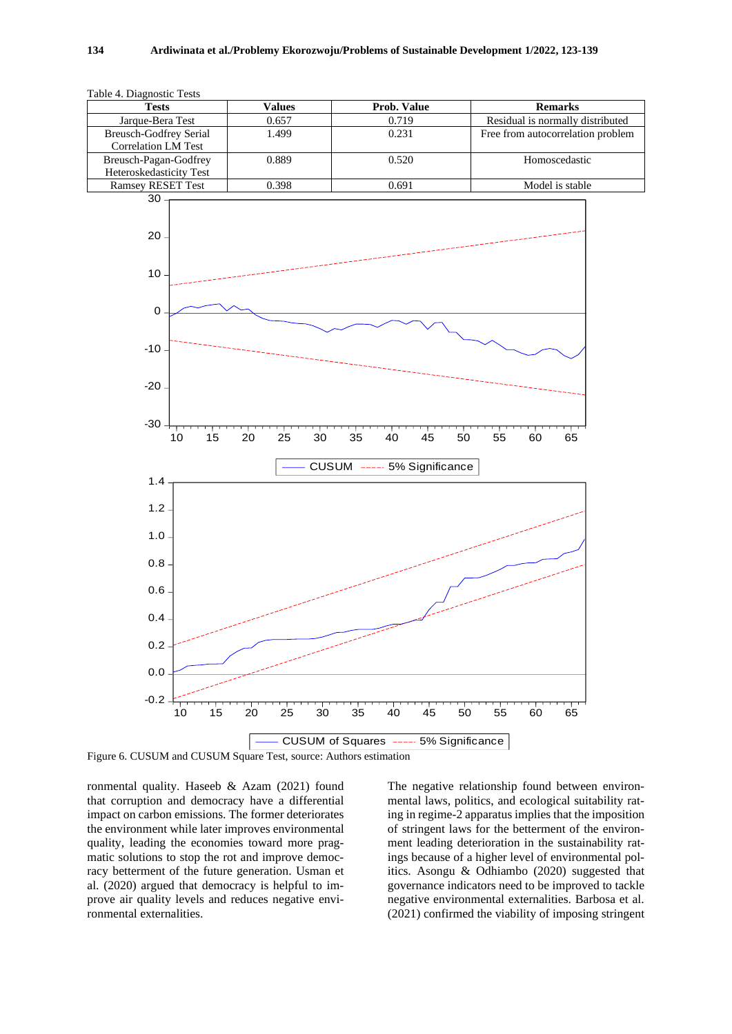Table 4. Diagnostic Tests

| Tests | Values | Prob. Value | Remarks |
|---|---|---|---|
| Jarque-Bera Test | 0.657 | 0.719 | Residual is normally distributed |
| Breusch-Godfrey Serial Correlation LM Test | 1.499 | 0.231 | Free from autocorrelation problem |
| Breusch-Pagan-Godfrey Heteroskedasticity Test | 0.889 | 0.520 | Homoscedastic |
| Ramsey RESET Test | 0.398 | 0.691 | Model is stable |

Figure 6. CUSUM and CUSUM Square Test, source: Authors estimation

ronmental quality. Haseeb & Azam (2021) found that corruption and democracy have a differential impact on carbon emissions. The former deteriorates the environment while later improves environmental quality, leading the economies toward more pragmatic solutions to stop the rot and improve democracy betterment of the future generation. Usman et al. (2020) argued that democracy is helpful to improve air quality levels and reduces negative environmental externalities.

The negative relationship found between environmental laws, politics, and ecological suitability rating in regime-2 apparatus implies that the imposition of stringent laws for the betterment of the environment leading deterioration in the sustainability ratings because of a higher level of environmental politics. Asongu & Odhiambo (2020) suggested that governance indicators need to be improved to tackle negative environmental externalities. Barbosa et al. (2021) confirmed the viability of imposing stringent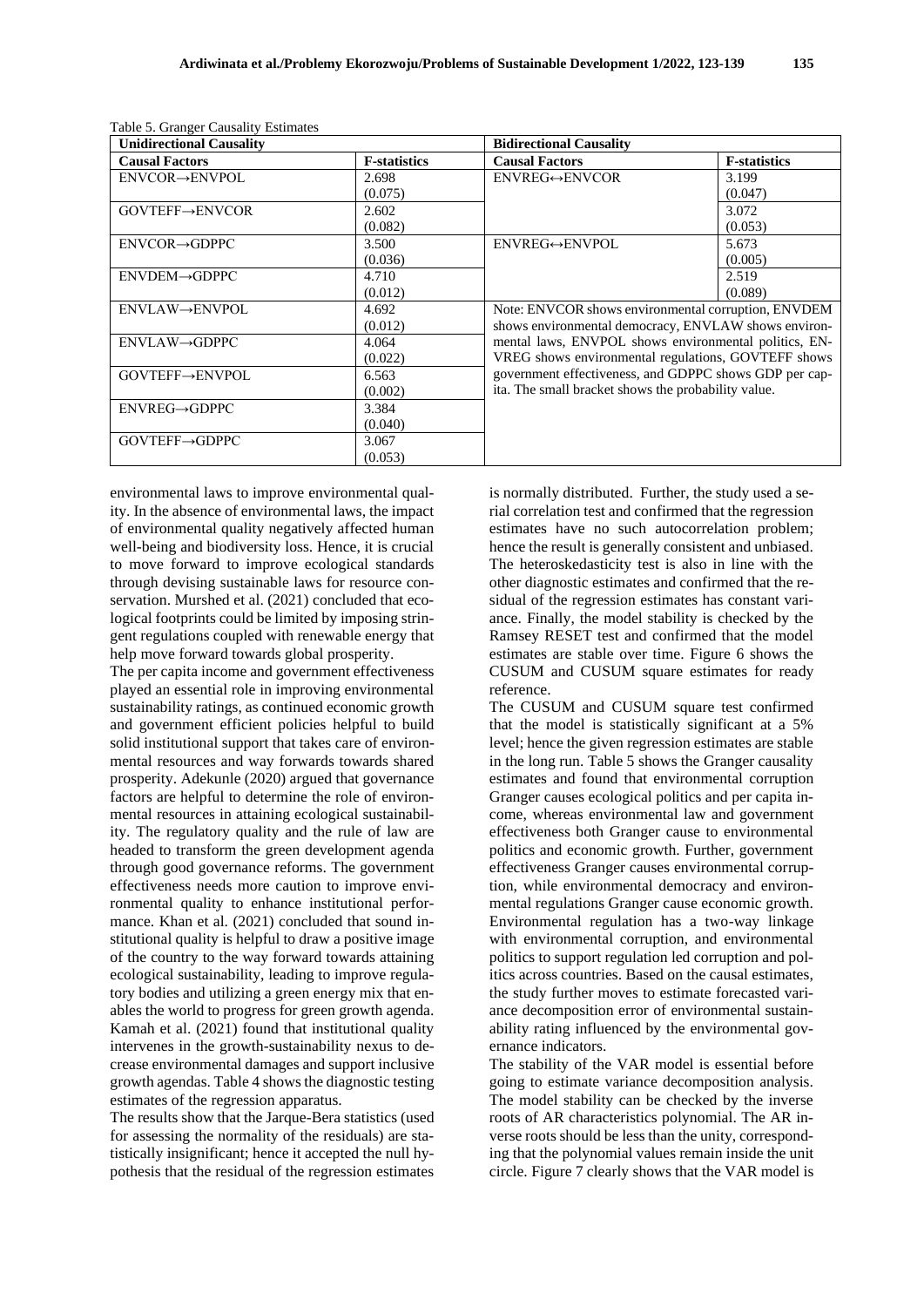Table 5. Granger Causality Estimates

| Unidirectional Causality | | Bidirectional Causality | |
|---|---|---|---|
| **Causal Factors** | **F-statistics** | **Causal Factors** | **F-statistics** |
| ENVCOR→ENVPOL | 2.698 (0.075) | ENVREG↔ENVCOR | 3.199 (0.047) |
| GOVTEFF→ENVCOR | 2.602 (0.082) | | 3.072 (0.053) |
| ENVCOR→GDPPC | 3.500 (0.036) | ENVREG↔ENVPOL | 5.673 (0.005) |
| ENVDEM→GDPPC | 4.710 (0.012) | | 2.519 (0.089) |
| ENVLAW→ENVPOL | 4.692 (0.012) | | |
| ENVLAW→GDPPC | 4.064 (0.022) | | |
| GOVTEFF→ENVPOL | 6.563 (0.002) | | |
| ENVREG→GDPPC | 3.384 (0.040) | | |
| GOVTEFF→GDPPC | 3.067 (0.053) | | |

Note: ENVCOR shows environmental corruption, ENVDEM shows environmental democracy, ENVLAW shows environmental laws, ENVPOL shows environmental politics, ENVREG shows environmental regulations, GOVTEFF shows government effectiveness, and GDPPC shows GDP per capita. The small bracket shows the probability value.

environmental laws to improve environmental quality. In the absence of environmental laws, the impact of environmental quality negatively affected human well-being and biodiversity loss. Hence, it is crucial to move forward to improve ecological standards through devising sustainable laws for resource conservation. Murshed et al. (2021) concluded that ecological footprints could be limited by imposing stringent regulations coupled with renewable energy that help move forward towards global prosperity.

The per capita income and government effectiveness played an essential role in improving environmental sustainability ratings, as continued economic growth and government efficient policies helpful to build solid institutional support that takes care of environmental resources and way forwards towards shared prosperity. Adekunle (2020) argued that governance factors are helpful to determine the role of environmental resources in attaining ecological sustainability. The regulatory quality and the rule of law are headed to transform the green development agenda through good governance reforms. The government effectiveness needs more caution to improve environmental quality to enhance institutional performance. Khan et al. (2021) concluded that sound institutional quality is helpful to draw a positive image of the country to the way forward to attaining ecological sustainability, leading to improve regulatory bodies and utilizing a green energy mix that enables the world to progress for green growth agenda. Kamah et al. (2021) found that institutional quality intervenes in the growth-sustainability nexus to decrease environmental damages and support inclusive growth agendas. Table 4 shows the diagnostic testing estimates of the regression apparatus.

The results show that the Jarque-Bera statistics (used for assessing the normality of the residuals) are statistically insignificant; hence it accepted the null hypothesis that the residual of the regression estimates is normally distributed. Further, the study used a serial correlation test and confirmed that the regression estimates have no such autocorrelation problem; hence the result is generally consistent and unbiased. The heteroskedasticity test is also in line with the other diagnostic estimates and confirmed that the residual of the regression estimates has constant variance. Finally, the model stability is checked by the Ramsey RESET test and confirmed that the model estimates are stable over time. Figure 6 shows the CUSUM and CUSUM square estimates for ready reference.

The CUSUM and CUSUM square test confirmed that the model is statistically significant at a 5% level; hence the given regression estimates are stable in the long run. Table 5 shows the Granger causality estimates and found that environmental corruption Granger causes ecological politics and per capita income, whereas environmental law and government effectiveness both Granger cause to environmental politics and economic growth. Further, government effectiveness Granger causes environmental corruption, while environmental democracy and environmental regulations Granger cause economic growth. Environmental regulation has a two-way linkage with environmental corruption, and environmental politics to support regulation led corruption and politics across countries. Based on the causal estimates, the study further moves to estimate forecasted variance decomposition error of environmental sustainability rating influenced by the environmental governance indicators.

The stability of the VAR model is essential before going to estimate variance decomposition analysis. The model stability can be checked by the inverse roots of AR characteristics polynomial. The AR inverse roots should be less than the unity, corresponding that the polynomial values remain inside the unit circle. Figure 7 clearly shows that the VAR model is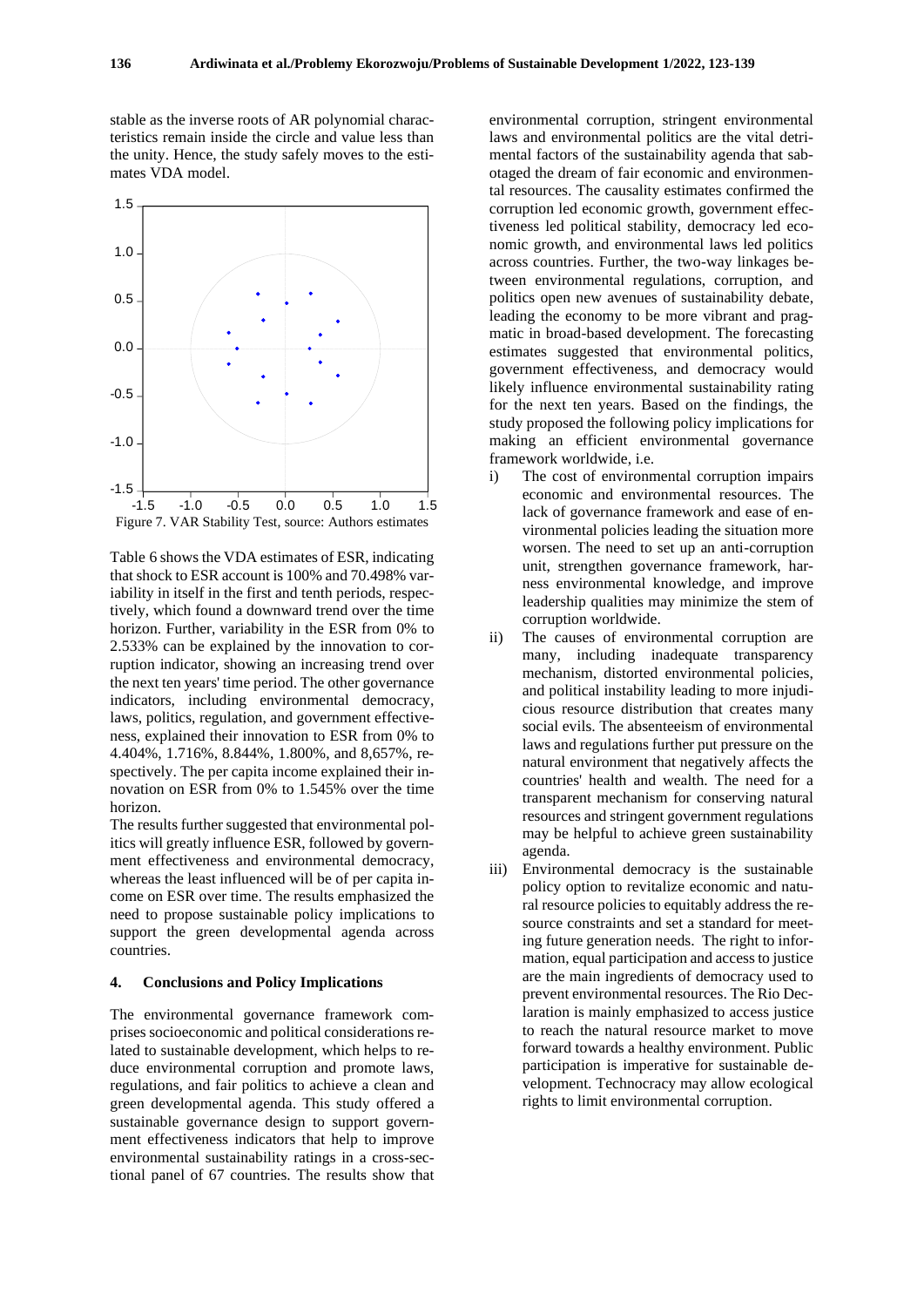stable as the inverse roots of AR polynomial characteristics remain inside the circle and value less than the unity. Hence, the study safely moves to the estimates VDA model.

Figure 7. VAR Stability Test, source: Authors estimates

Table 6 shows the VDA estimates of ESR, indicating that shock to ESR account is 100% and 70.498% variability in itself in the first and tenth periods, respectively, which found a downward trend over the time horizon. Further, variability in the ESR from 0% to 2.533% can be explained by the innovation to corruption indicator, showing an increasing trend over the next ten years' time period. The other governance indicators, including environmental democracy, laws, politics, regulation, and government effectiveness, explained their innovation to ESR from 0% to 4.404%, 1.716%, 8.844%, 1.800%, and 8,657%, respectively. The per capita income explained their innovation on ESR from 0% to 1.545% over the time horizon.

The results further suggested that environmental politics will greatly influence ESR, followed by government effectiveness and environmental democracy, whereas the least influenced will be of per capita income on ESR over time. The results emphasized the need to propose sustainable policy implications to support the green developmental agenda across countries.

## 4. Conclusions and Policy Implications

The environmental governance framework comprises socioeconomic and political considerations related to sustainable development, which helps to reduce environmental corruption and promote laws, regulations, and fair politics to achieve a clean and green developmental agenda. This study offered a sustainable governance design to support government effectiveness indicators that help to improve environmental sustainability ratings in a cross-sectional panel of 67 countries. The results show that environmental corruption, stringent environmental laws and environmental politics are the vital detrimental factors of the sustainability agenda that sabotaged the dream of fair economic and environmental resources. The causality estimates confirmed the corruption led economic growth, government effectiveness led political stability, democracy led economic growth, and environmental laws led politics across countries. Further, the two-way linkages between environmental regulations, corruption, and politics open new avenues of sustainability debate, leading the economy to be more vibrant and pragmatic in broad-based development. The forecasting estimates suggested that environmental politics, government effectiveness, and democracy would likely influence environmental sustainability rating for the next ten years. Based on the findings, the study proposed the following policy implications for making an efficient environmental governance framework worldwide, i.e.

i) The cost of environmental corruption impairs economic and environmental resources. The lack of governance framework and ease of environmental policies leading the situation more worsen. The need to set up an anti-corruption unit, strengthen governance framework, harness environmental knowledge, and improve leadership qualities may minimize the stem of corruption worldwide.
ii) The causes of environmental corruption are many, including inadequate transparency mechanism, distorted environmental policies, and political instability leading to more injudicious resource distribution that creates many social evils. The absenteeism of environmental laws and regulations further put pressure on the natural environment that negatively affects the countries' health and wealth. The need for a transparent mechanism for conserving natural resources and stringent government regulations may be helpful to achieve green sustainability agenda.
iii) Environmental democracy is the sustainable policy option to revitalize economic and natural resource policies to equitably address the resource constraints and set a standard for meeting future generation needs. The right to information, equal participation and access to justice are the main ingredients of democracy used to prevent environmental resources. The Rio Declaration is mainly emphasized to access justice to reach the natural resource market to move forward towards a healthy environment. Public participation is imperative for sustainable development. Technocracy may allow ecological rights to limit environmental corruption.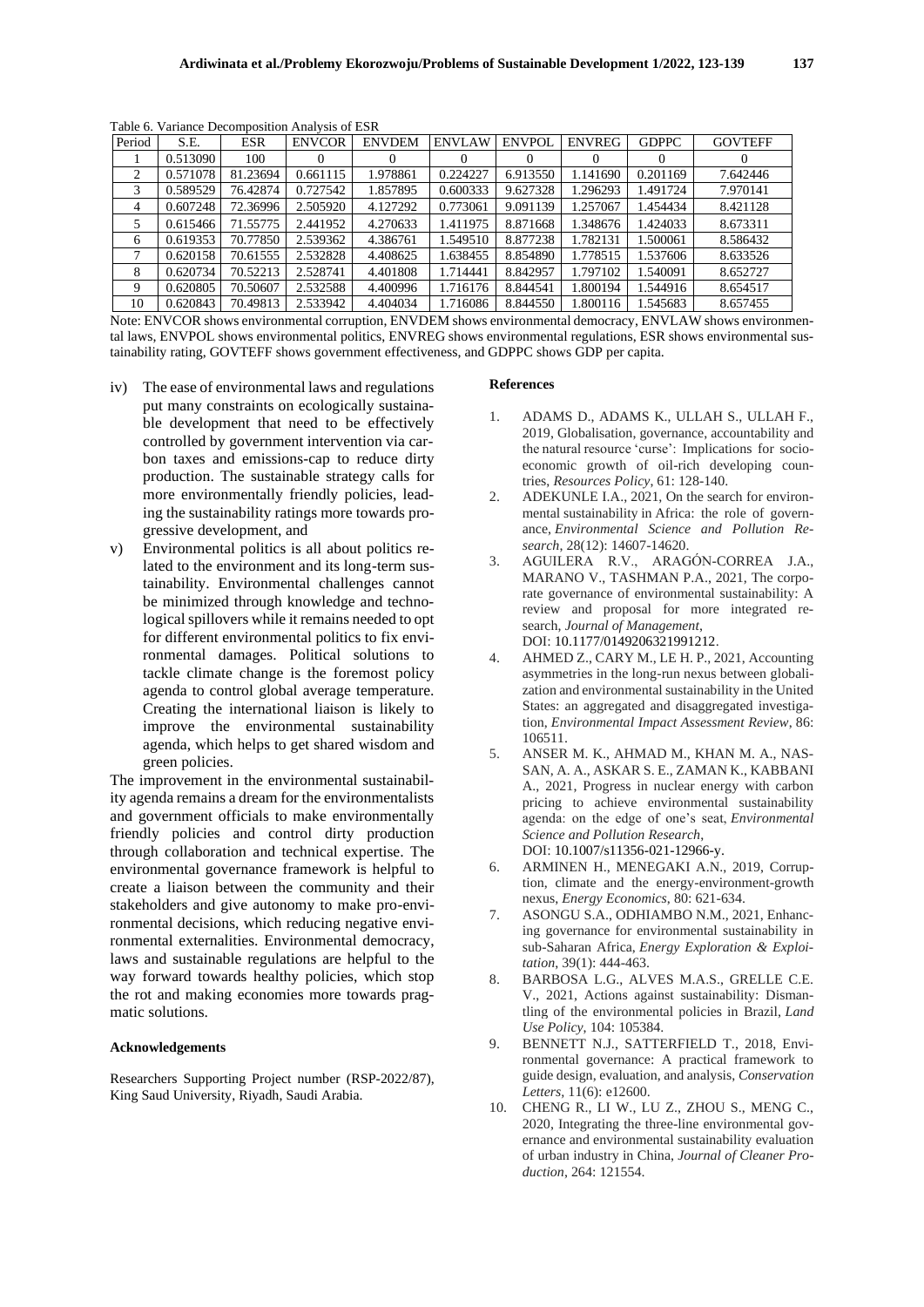Table 6. Variance Decomposition Analysis of ESR

| Period | S.E. | ESR | ENVCOR | ENVDEM | ENVLAW | ENVPOL | ENVREG | GDPPC | GOVTEFF |
|---|---|---|---|---|---|---|---|---|---|
| 1 | 0.513090 | 100 | 0 | 0 | 0 | 0 | 0 | 0 | 0 |
| 2 | 0.571078 | 81.23694 | 0.661115 | 1.978861 | 0.224227 | 6.913550 | 1.141690 | 0.201169 | 7.642446 |
| 3 | 0.589529 | 76.42874 | 0.727542 | 1.857895 | 0.600333 | 9.627328 | 1.296293 | 1.491724 | 7.970141 |
| 4 | 0.607248 | 72.36996 | 2.505920 | 4.127292 | 0.773061 | 9.091139 | 1.257067 | 1.454434 | 8.421128 |
| 5 | 0.615466 | 71.55775 | 2.441952 | 4.270633 | 1.411975 | 8.871668 | 1.348676 | 1.424033 | 8.673311 |
| 6 | 0.619353 | 70.77850 | 2.539362 | 4.386761 | 1.549510 | 8.877238 | 1.782131 | 1.500061 | 8.586432 |
| 7 | 0.620158 | 70.61555 | 2.532828 | 4.408625 | 1.638455 | 8.854890 | 1.778515 | 1.537606 | 8.633526 |
| 8 | 0.620734 | 70.52213 | 2.528741 | 4.401808 | 1.714441 | 8.842957 | 1.797102 | 1.540091 | 8.652727 |
| 9 | 0.620805 | 70.50607 | 2.532588 | 4.400996 | 1.716176 | 8.844541 | 1.800194 | 1.544916 | 8.654517 |
| 10 | 0.620843 | 70.49813 | 2.533942 | 4.404034 | 1.716086 | 8.844550 | 1.800116 | 1.545683 | 8.657455 |

Note: ENVCOR shows environmental corruption, ENVDEM shows environmental democracy, ENVLAW shows environmental laws, ENVPOL shows environmental politics, ENVREG shows environmental regulations, ESR shows environmental sustainability rating, GOVTEFF shows government effectiveness, and GDPPC shows GDP per capita.

iv) The ease of environmental laws and regulations put many constraints on ecologically sustainable development that need to be effectively controlled by government intervention via carbon taxes and emissions-cap to reduce dirty production. The sustainable strategy calls for more environmentally friendly policies, leading the sustainability ratings more towards progressive development, and

v) Environmental politics is all about politics related to the environment and its long-term sustainability. Environmental challenges cannot be minimized through knowledge and technological spillovers while it remains needed to opt for different environmental politics to fix environmental damages. Political solutions to tackle climate change is the foremost policy agenda to control global average temperature. Creating the international liaison is likely to improve the environmental sustainability agenda, which helps to get shared wisdom and green policies.

The improvement in the environmental sustainability agenda remains a dream for the environmentalists and government officials to make environmentally friendly policies and control dirty production through collaboration and technical expertise. The environmental governance framework is helpful to create a liaison between the community and their stakeholders and give autonomy to make pro-environmental decisions, which reducing negative environmental externalities. Environmental democracy, laws and sustainable regulations are helpful to the way forward towards healthy policies, which stop the rot and making economies more towards pragmatic solutions.

#### Acknowledgements

Researchers Supporting Project number (RSP-2022/87), King Saud University, Riyadh, Saudi Arabia.

#### References

1. ADAMS D., ADAMS K., ULLAH S., ULLAH F., 2019, Globalisation, governance, accountability and the natural resource 'curse': Implications for socio-economic growth of oil-rich developing countries, *Resources Policy*, 61: 128-140.
2. ADEKUNLE I.A., 2021, On the search for environmental sustainability in Africa: the role of governance, *Environmental Science and Pollution Research*, 28(12): 14607-14620.
3. AGUILERA R.V., ARAGÓN-CORREA J.A., MARANO V., TASHMAN P.A., 2021, The corporate governance of environmental sustainability: A review and proposal for more integrated research, *Journal of Management*, DOI: 10.1177/0149206321991212.
4. AHMED Z., CARY M., LE H. P., 2021, Accounting asymmetries in the long-run nexus between globalization and environmental sustainability in the United States: an aggregated and disaggregated investigation, *Environmental Impact Assessment Review*, 86: 106511.
5. ANSER M. K., AHMAD M., KHAN M. A., NASSAN, A. A., ASKAR S. E., ZAMAN K., KABBANI A., 2021, Progress in nuclear energy with carbon pricing to achieve environmental sustainability agenda: on the edge of one's seat, *Environmental Science and Pollution Research*, DOI: 10.1007/s11356-021-12966-y.
6. ARMINEN H., MENEGAKI A.N., 2019, Corruption, climate and the energy-environment-growth nexus, *Energy Economics*, 80: 621-634.
7. ASONGU S.A., ODHIAMBO N.M., 2021, Enhancing governance for environmental sustainability in sub-Saharan Africa, *Energy Exploration & Exploitation*, 39(1): 444-463.
8. BARBOSA L.G., ALVES M.A.S., GRELLE C.E. V., 2021, Actions against sustainability: Dismantling of the environmental policies in Brazil, *Land Use Policy*, 104: 105384.
9. BENNETT N.J., SATTERFIELD T., 2018, Environmental governance: A practical framework to guide design, evaluation, and analysis, *Conservation Letters*, 11(6): e12600.
10. CHENG R., LI W., LU Z., ZHOU S., MENG C., 2020, Integrating the three-line environmental governance and environmental sustainability evaluation of urban industry in China, *Journal of Cleaner Production*, 264: 121554.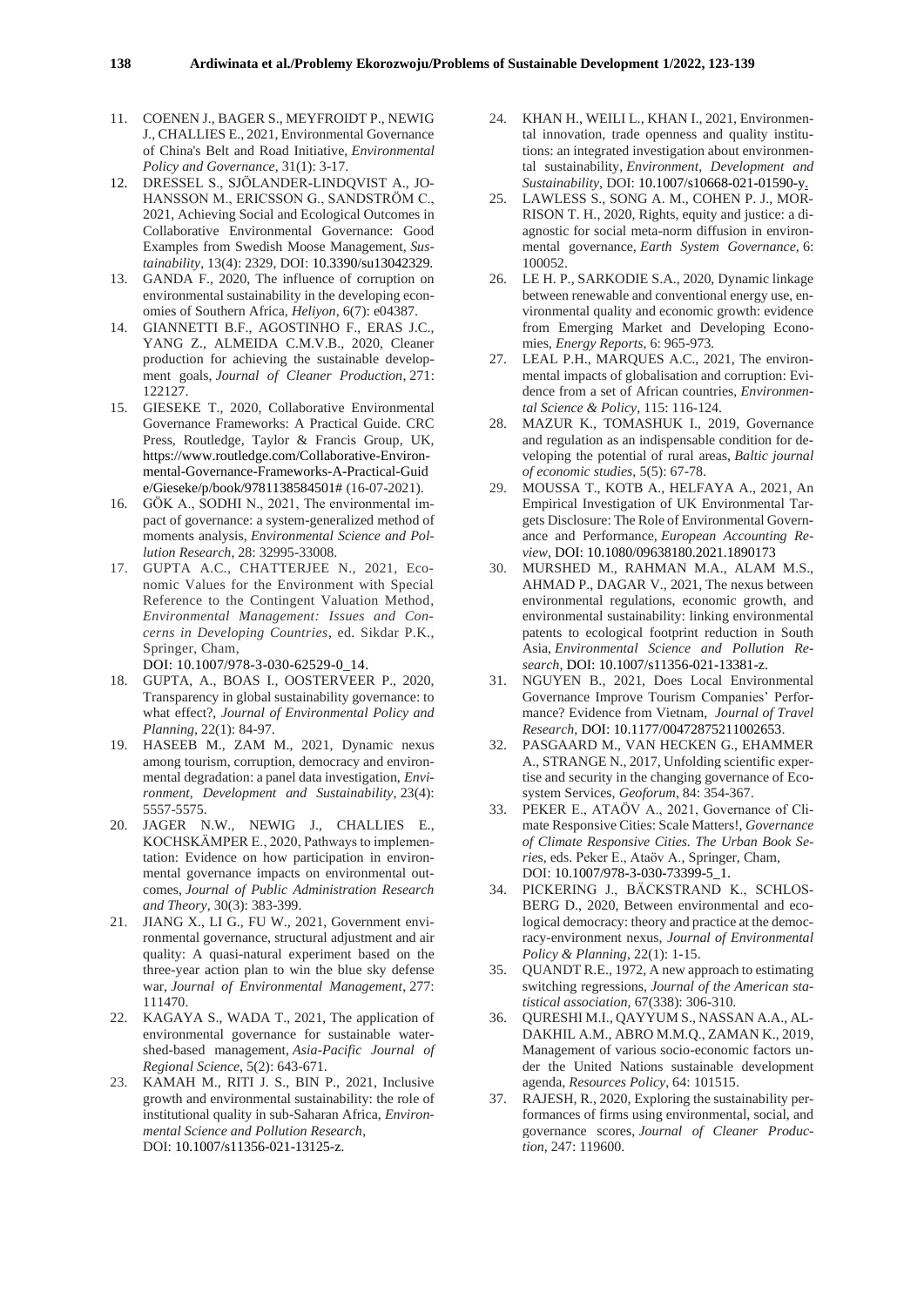11. COENEN J., BAGER S., MEYFROIDT P., NEWIG J., CHALLIES E., 2021, Environmental Governance of China's Belt and Road Initiative, *Environmental Policy and Governance*, 31(1): 3-17.
12. DRESSEL S., SJÖLANDER-LINDQVIST A., JOHANSSON M., ERICSSON G., SANDSTRÖM C., 2021, Achieving Social and Ecological Outcomes in Collaborative Environmental Governance: Good Examples from Swedish Moose Management, *Sustainability*, 13(4): 2329, DOI: 10.3390/su13042329.
13. GANDA F., 2020, The influence of corruption on environmental sustainability in the developing economies of Southern Africa, *Heliyon*, 6(7): e04387.
14. GIANNETTI B.F., AGOSTINHO F., ERAS J.C., YANG Z., ALMEIDA C.M.V.B., 2020, Cleaner production for achieving the sustainable development goals, *Journal of Cleaner Production*, 271: 122127.
15. GIESEKE T., 2020, Collaborative Environmental Governance Frameworks: A Practical Guide. CRC Press, Routledge, Taylor & Francis Group, UK, https://www.routledge.com/Collaborative-Environmental-Governance-Frameworks-A-Practical-Guide/Gieseke/p/book/9781138584501# (16-07-2021).
16. GÖK A., SODHI N., 2021, The environmental impact of governance: a system-generalized method of moments analysis, *Environmental Science and Pollution Research*, 28: 32995-33008.
17. GUPTA A.C., CHATTERJEE N., 2021, Economic Values for the Environment with Special Reference to the Contingent Valuation Method, *Environmental Management: Issues and Concerns in Developing Countries*, ed. Sikdar P.K., Springer, Cham, DOI: 10.1007/978-3-030-62529-0_14.
18. GUPTA, A., BOAS I., OOSTERVEER P., 2020, Transparency in global sustainability governance: to what effect?, *Journal of Environmental Policy and Planning*, 22(1): 84-97.
19. HASEEB M., ZAM M., 2021, Dynamic nexus among tourism, corruption, democracy and environmental degradation: a panel data investigation, *Environment, Development and Sustainability*, 23(4): 5557-5575.
20. JAGER N.W., NEWIG J., CHALLIES E., KOCHSKÄMPER E., 2020, Pathways to implementation: Evidence on how participation in environmental governance impacts on environmental outcomes, *Journal of Public Administration Research and Theory*, 30(3): 383-399.
21. JIANG X., LI G., FU W., 2021, Government environmental governance, structural adjustment and air quality: A quasi-natural experiment based on the three-year action plan to win the blue sky defense war, *Journal of Environmental Management*, 277: 111470.
22. KAGAYA S., WADA T., 2021, The application of environmental governance for sustainable watershed-based management, *Asia-Pacific Journal of Regional Science*, 5(2): 643-671.
23. KAMAH M., RITI J. S., BIN P., 2021, Inclusive growth and environmental sustainability: the role of institutional quality in sub-Saharan Africa, *Environmental Science and Pollution Research*, DOI: 10.1007/s11356-021-13125-z.
24. KHAN H., WEILI L., KHAN I., 2021, Environmental innovation, trade openness and quality institutions: an integrated investigation about environmental sustainability, *Environment, Development and Sustainability*, DOI: 10.1007/s10668-021-01590-y.
25. LAWLESS S., SONG A. M., COHEN P. J., MORRISON T. H., 2020, Rights, equity and justice: a diagnostic for social meta-norm diffusion in environmental governance, *Earth System Governance*, 6: 100052.
26. LE H. P., SARKODIE S.A., 2020, Dynamic linkage between renewable and conventional energy use, environmental quality and economic growth: evidence from Emerging Market and Developing Economies, *Energy Reports*, 6: 965-973.
27. LEAL P.H., MARQUES A.C., 2021, The environmental impacts of globalisation and corruption: Evidence from a set of African countries, *Environmental Science & Policy*, 115: 116-124.
28. MAZUR K., TOMASHUK I., 2019, Governance and regulation as an indispensable condition for developing the potential of rural areas, *Baltic journal of economic studies*, 5(5): 67-78.
29. MOUSSA T., KOTB A., HELFAYA A., 2021, An Empirical Investigation of UK Environmental Targets Disclosure: The Role of Environmental Governance and Performance, *European Accounting Review*, DOI: 10.1080/09638180.2021.1890173
30. MURSHED M., RAHMAN M.A., ALAM M.S., AHMAD P., DAGAR V., 2021, The nexus between environmental regulations, economic growth, and environmental sustainability: linking environmental patents to ecological footprint reduction in South Asia, *Environmental Science and Pollution Research*, DOI: 10.1007/s11356-021-13381-z.
31. NGUYEN B., 2021, Does Local Environmental Governance Improve Tourism Companies' Performance? Evidence from Vietnam, *Journal of Travel Research*, DOI: 10.1177/00472875211002653.
32. PASGAARD M., VAN HECKEN G., EHAMMER A., STRANGE N., 2017, Unfolding scientific expertise and security in the changing governance of Ecosystem Services, *Geoforum*, 84: 354-367.
33. PEKER E., ATAÖV A., 2021, Governance of Climate Responsive Cities: Scale Matters!, *Governance of Climate Responsive Cities. The Urban Book Series*, eds. Peker E., Ataöv A., Springer, Cham, DOI: 10.1007/978-3-030-73399-5_1.
34. PICKERING J., BÄCKSTRAND K., SCHLOSBERG D., 2020, Between environmental and ecological democracy: theory and practice at the democracy-environment nexus, *Journal of Environmental Policy & Planning*, 22(1): 1-15.
35. QUANDT R.E., 1972, A new approach to estimating switching regressions, *Journal of the American statistical association*, 67(338): 306-310.
36. QURESHI M.I., QAYYUM S., NASSAN A.A., AL-DAKHIL A.M., ABRO M.M.Q., ZAMAN K., 2019, Management of various socio-economic factors under the United Nations sustainable development agenda, *Resources Policy*, 64: 101515.
37. RAJESH, R., 2020, Exploring the sustainability performances of firms using environmental, social, and governance scores, *Journal of Cleaner Production*, 247: 119600.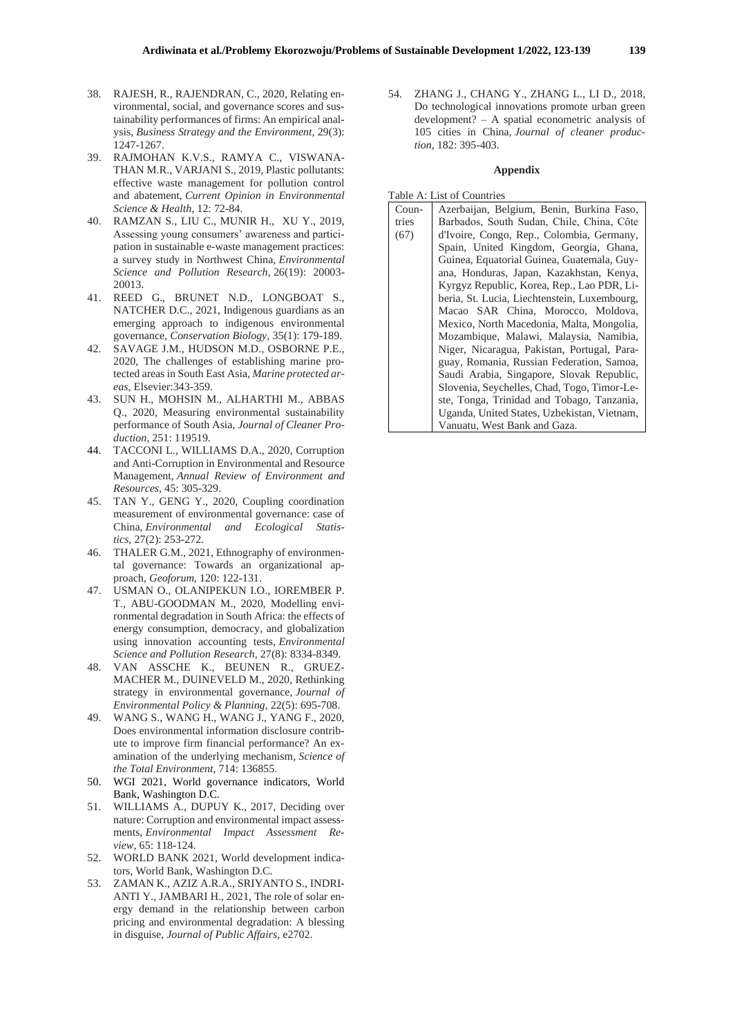38. RAJESH, R., RAJENDRAN, C., 2020, Relating environmental, social, and governance scores and sustainability performances of firms: An empirical analysis, *Business Strategy and the Environment*, 29(3): 1247-1267.
39. RAJMOHAN K.V.S., RAMYA C., VISWANATHAN M.R., VARJANI S., 2019, Plastic pollutants: effective waste management for pollution control and abatement, *Current Opinion in Environmental Science & Health*, 12: 72-84.
40. RAMZAN S., LIU C., MUNIR H., XU Y., 2019, Assessing young consumers' awareness and participation in sustainable e-waste management practices: a survey study in Northwest China, *Environmental Science and Pollution Research*, 26(19): 20003-20013.
41. REED G., BRUNET N.D., LONGBOAT S., NATCHER D.C., 2021, Indigenous guardians as an emerging approach to indigenous environmental governance, *Conservation Biology*, 35(1): 179-189.
42. SAVAGE J.M., HUDSON M.D., OSBORNE P.E., 2020, The challenges of establishing marine protected areas in South East Asia, *Marine protected areas*, Elsevier:343-359.
43. SUN H., MOHSIN M., ALHARTHI M., ABBAS Q., 2020, Measuring environmental sustainability performance of South Asia, *Journal of Cleaner Production*, 251: 119519.
44. TACCONI L., WILLIAMS D.A., 2020, Corruption and Anti-Corruption in Environmental and Resource Management, *Annual Review of Environment and Resources*, 45: 305-329.
45. TAN Y., GENG Y., 2020, Coupling coordination measurement of environmental governance: case of China, *Environmental and Ecological Statistics*, 27(2): 253-272.
46. THALER G.M., 2021, Ethnography of environmental governance: Towards an organizational approach, *Geoforum*, 120: 122-131.
47. USMAN O., OLANIPEKUN I.O., IOREMBER P. T., ABU-GOODMAN M., 2020, Modelling environmental degradation in South Africa: the effects of energy consumption, democracy, and globalization using innovation accounting tests, *Environmental Science and Pollution Research*, 27(8): 8334-8349.
48. VAN ASSCHE K., BEUNEN R., GRUEZMACHER M., DUINEVELD M., 2020, Rethinking strategy in environmental governance, *Journal of Environmental Policy & Planning*, 22(5): 695-708.
49. WANG S., WANG H., WANG J., YANG F., 2020, Does environmental information disclosure contribute to improve firm financial performance? An examination of the underlying mechanism, *Science of the Total Environment*, 714: 136855.
50. WGI 2021, World governance indicators, World Bank, Washington D.C.
51. WILLIAMS A., DUPUY K., 2017, Deciding over nature: Corruption and environmental impact assessments, *Environmental Impact Assessment Review*, 65: 118-124.
52. WORLD BANK 2021, World development indicators, World Bank, Washington D.C.
53. ZAMAN K., AZIZ A.R.A., SRIYANTO S., INDRIANTI Y., JAMBARI H., 2021, The role of solar energy demand in the relationship between carbon pricing and environmental degradation: A blessing in disguise, *Journal of Public Affairs*, e2702.
54. ZHANG J., CHANG Y., ZHANG L., LI D., 2018, Do technological innovations promote urban green development? – A spatial econometric analysis of 105 cities in China, *Journal of cleaner production*, 182: 395-403.

## Appendix

Table A: List of Countries

| | |
|---|---|
| Countries (67) | Azerbaijan, Belgium, Benin, Burkina Faso, Barbados, South Sudan, Chile, China, Côte d'Ivoire, Congo, Rep., Colombia, Germany, Spain, United Kingdom, Georgia, Ghana, Guinea, Equatorial Guinea, Guatemala, Guyana, Honduras, Japan, Kazakhstan, Kenya, Kyrgyz Republic, Korea, Rep., Lao PDR, Liberia, St. Lucia, Liechtenstein, Luxembourg, Macao SAR China, Morocco, Moldova, Mexico, North Macedonia, Malta, Mongolia, Mozambique, Malawi, Malaysia, Namibia, Niger, Nicaragua, Pakistan, Portugal, Paraguay, Romania, Russian Federation, Samoa, Saudi Arabia, Singapore, Slovak Republic, Slovenia, Seychelles, Chad, Togo, Timor-Leste, Tonga, Trinidad and Tobago, Tanzania, Uganda, United States, Uzbekistan, Vietnam, Vanuatu, West Bank and Gaza. |